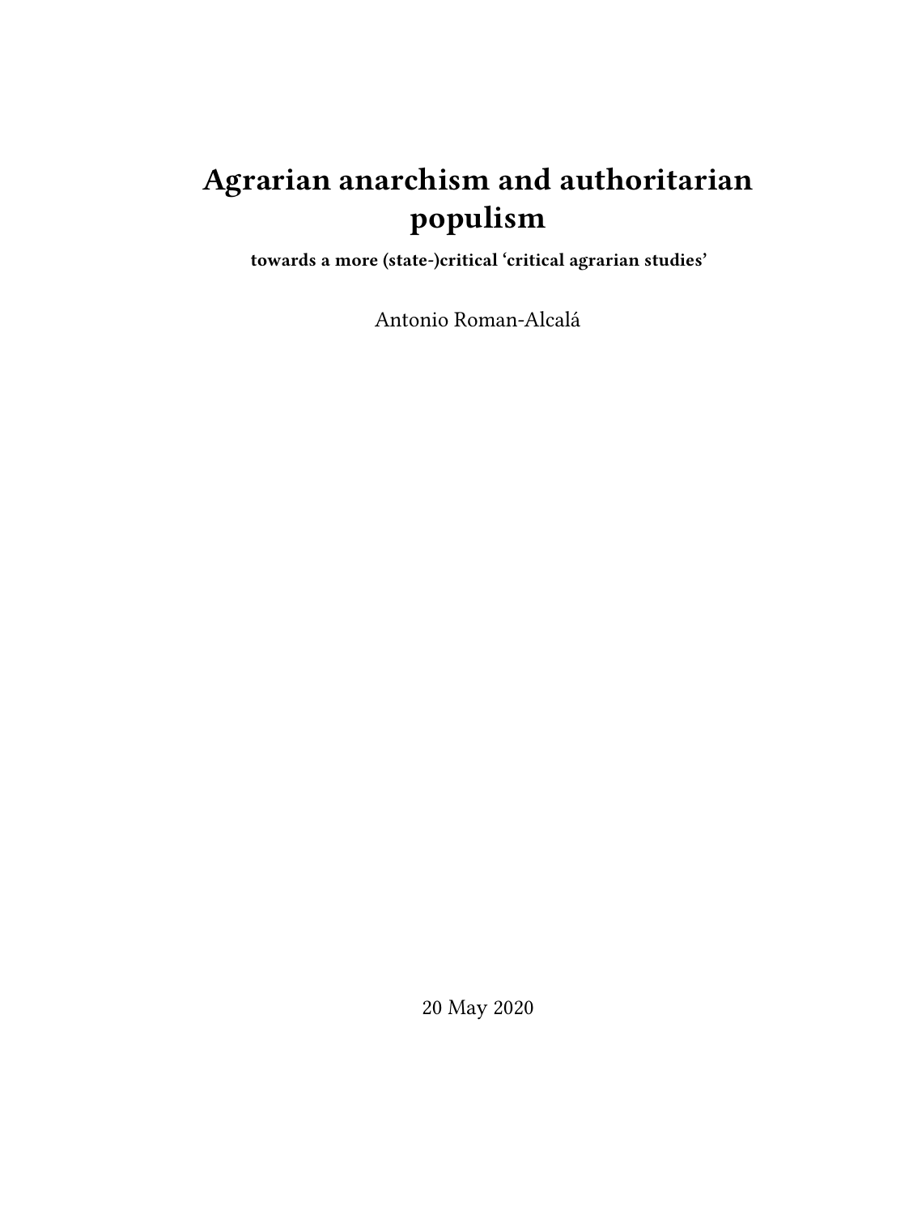# Agrarian anarchism and authoritarian populism

**towards a more (state-)critical 'critical agrarian studies'**

Antonio Roman-Alcalá

20 May 2020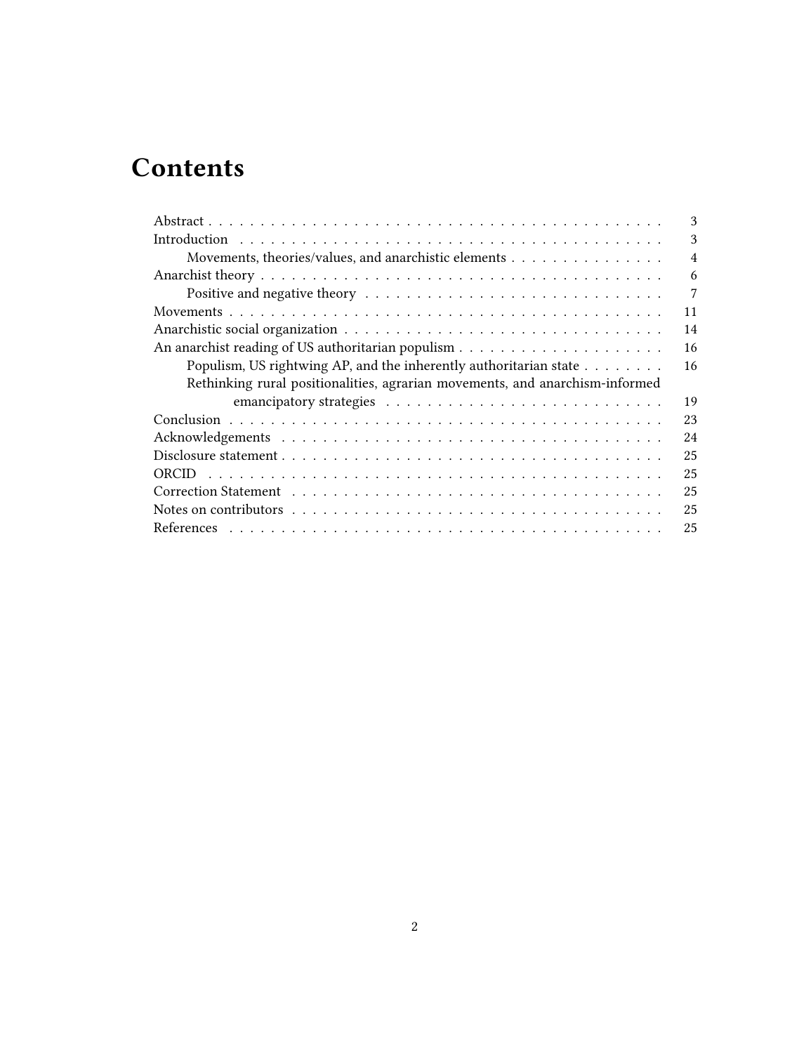# Contents

- Abstract . . . 3
- Introduction . . . 3
  - Movements, theories/values, and anarchistic elements . . . 4
- Anarchist theory . . . 6
  - Positive and negative theory . . . 7
- Movements . . . 11
- Anarchistic social organization . . . 14
- An anarchist reading of US authoritarian populism . . . 16
  - Populism, US rightwing AP, and the inherently authoritarian state . . . 16
  - Rethinking rural positionalities, agrarian movements, and anarchism-informed emancipatory strategies . . . 19
- Conclusion . . . 23
- Acknowledgements . . . 24
- Disclosure statement . . . 25
- ORCID . . . 25
- Correction Statement . . . 25
- Notes on contributors . . . 25
- References . . . 25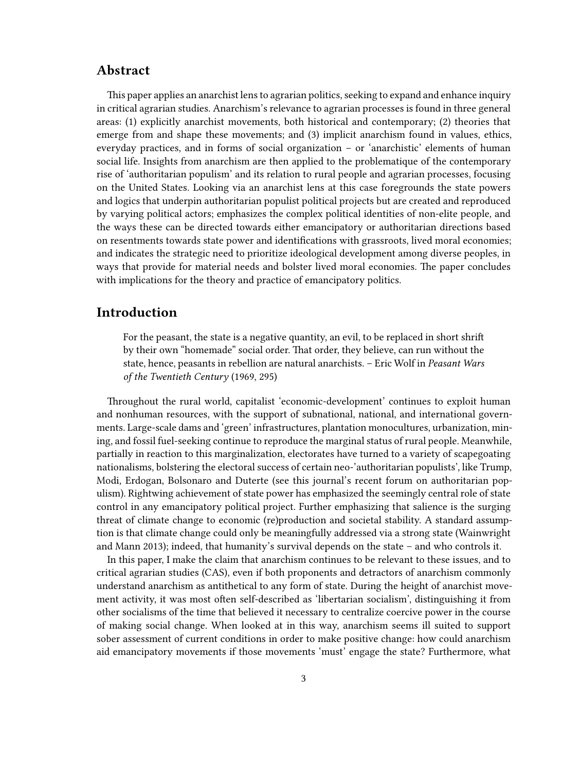## Abstract

This paper applies an anarchist lens to agrarian politics, seeking to expand and enhance inquiry in critical agrarian studies. Anarchism's relevance to agrarian processes is found in three general areas: (1) explicitly anarchist movements, both historical and contemporary; (2) theories that emerge from and shape these movements; and (3) implicit anarchism found in values, ethics, everyday practices, and in forms of social organization – or 'anarchistic' elements of human social life. Insights from anarchism are then applied to the problematique of the contemporary rise of 'authoritarian populism' and its relation to rural people and agrarian processes, focusing on the United States. Looking via an anarchist lens at this case foregrounds the state powers and logics that underpin authoritarian populist political projects but are created and reproduced by varying political actors; emphasizes the complex political identities of non-elite people, and the ways these can be directed towards either emancipatory or authoritarian directions based on resentments towards state power and identifications with grassroots, lived moral economies; and indicates the strategic need to prioritize ideological development among diverse peoples, in ways that provide for material needs and bolster lived moral economies. The paper concludes with implications for the theory and practice of emancipatory politics.

## Introduction

> For the peasant, the state is a negative quantity, an evil, to be replaced in short shrift by their own "homemade" social order. That order, they believe, can run without the state, hence, peasants in rebellion are natural anarchists. – Eric Wolf in *Peasant Wars of the Twentieth Century* (1969, 295)

Throughout the rural world, capitalist 'economic-development' continues to exploit human and nonhuman resources, with the support of subnational, national, and international governments. Large-scale dams and 'green' infrastructures, plantation monocultures, urbanization, mining, and fossil fuel-seeking continue to reproduce the marginal status of rural people. Meanwhile, partially in reaction to this marginalization, electorates have turned to a variety of scapegoating nationalisms, bolstering the electoral success of certain neo-'authoritarian populists', like Trump, Modi, Erdogan, Bolsonaro and Duterte (see this journal's recent forum on authoritarian populism). Rightwing achievement of state power has emphasized the seemingly central role of state control in any emancipatory political project. Further emphasizing that salience is the surging threat of climate change to economic (re)production and societal stability. A standard assumption is that climate change could only be meaningfully addressed via a strong state (Wainwright and Mann 2013); indeed, that humanity's survival depends on the state – and who controls it.

In this paper, I make the claim that anarchism continues to be relevant to these issues, and to critical agrarian studies (CAS), even if both proponents and detractors of anarchism commonly understand anarchism as antithetical to any form of state. During the height of anarchist movement activity, it was most often self-described as 'libertarian socialism', distinguishing it from other socialisms of the time that believed it necessary to centralize coercive power in the course of making social change. When looked at in this way, anarchism seems ill suited to support sober assessment of current conditions in order to make positive change: how could anarchism aid emancipatory movements if those movements 'must' engage the state? Furthermore, what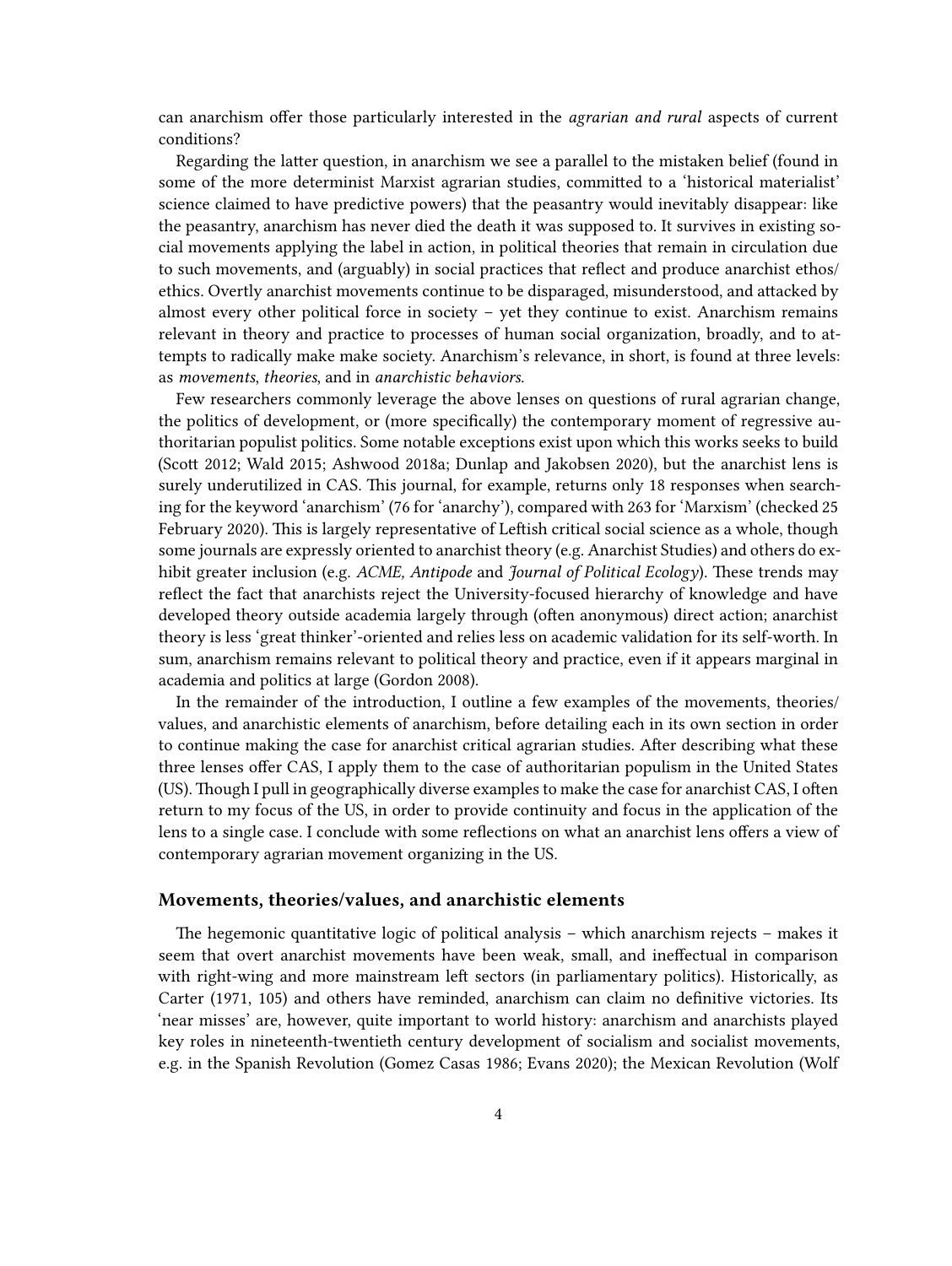can anarchism offer those particularly interested in the *agrarian and rural* aspects of current conditions?

Regarding the latter question, in anarchism we see a parallel to the mistaken belief (found in some of the more determinist Marxist agrarian studies, committed to a 'historical materialist' science claimed to have predictive powers) that the peasantry would inevitably disappear: like the peasantry, anarchism has never died the death it was supposed to. It survives in existing social movements applying the label in action, in political theories that remain in circulation due to such movements, and (arguably) in social practices that reflect and produce anarchist ethos/ethics. Overtly anarchist movements continue to be disparaged, misunderstood, and attacked by almost every other political force in society – yet they continue to exist. Anarchism remains relevant in theory and practice to processes of human social organization, broadly, and to attempts to radically make make society. Anarchism's relevance, in short, is found at three levels: as *movements*, *theories*, and in *anarchistic behaviors*.

Few researchers commonly leverage the above lenses on questions of rural agrarian change, the politics of development, or (more specifically) the contemporary moment of regressive authoritarian populist politics. Some notable exceptions exist upon which this works seeks to build (Scott 2012; Wald 2015; Ashwood 2018a; Dunlap and Jakobsen 2020), but the anarchist lens is surely underutilized in CAS. This journal, for example, returns only 18 responses when searching for the keyword 'anarchism' (76 for 'anarchy'), compared with 263 for 'Marxism' (checked 25 February 2020). This is largely representative of Leftish critical social science as a whole, though some journals are expressly oriented to anarchist theory (e.g. Anarchist Studies) and others do exhibit greater inclusion (e.g. *ACME, Antipode* and *Journal of Political Ecology*). These trends may reflect the fact that anarchists reject the University-focused hierarchy of knowledge and have developed theory outside academia largely through (often anonymous) direct action; anarchist theory is less 'great thinker'-oriented and relies less on academic validation for its self-worth. In sum, anarchism remains relevant to political theory and practice, even if it appears marginal in academia and politics at large (Gordon 2008).

In the remainder of the introduction, I outline a few examples of the movements, theories/values, and anarchistic elements of anarchism, before detailing each in its own section in order to continue making the case for anarchist critical agrarian studies. After describing what these three lenses offer CAS, I apply them to the case of authoritarian populism in the United States (US). Though I pull in geographically diverse examples to make the case for anarchist CAS, I often return to my focus of the US, in order to provide continuity and focus in the application of the lens to a single case. I conclude with some reflections on what an anarchist lens offers a view of contemporary agrarian movement organizing in the US.

### Movements, theories/values, and anarchistic elements

The hegemonic quantitative logic of political analysis – which anarchism rejects – makes it seem that overt anarchist movements have been weak, small, and ineffectual in comparison with right-wing and more mainstream left sectors (in parliamentary politics). Historically, as Carter (1971, 105) and others have reminded, anarchism can claim no definitive victories. Its 'near misses' are, however, quite important to world history: anarchism and anarchists played key roles in nineteenth-twentieth century development of socialism and socialist movements, e.g. in the Spanish Revolution (Gomez Casas 1986; Evans 2020); the Mexican Revolution (Wolf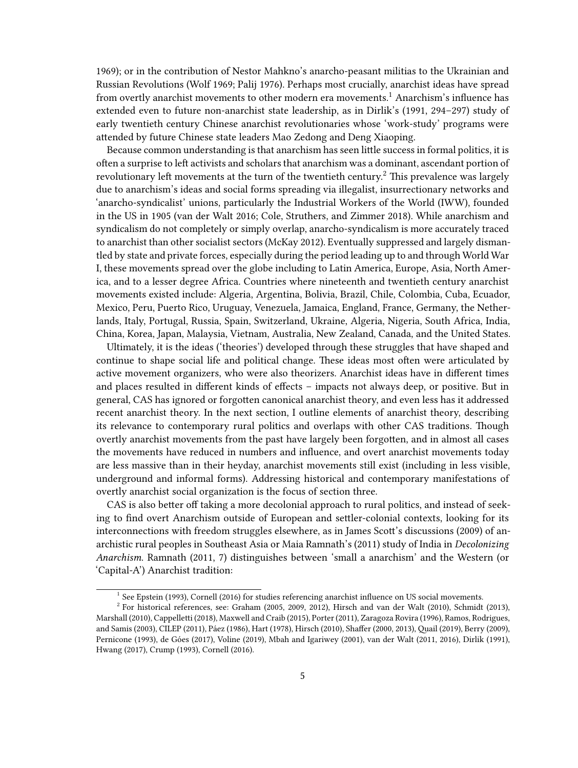1969); or in the contribution of Nestor Mahkno's anarcho-peasant militias to the Ukrainian and Russian Revolutions (Wolf 1969; Palij 1976). Perhaps most crucially, anarchist ideas have spread from overtly anarchist movements to other modern era movements.[1] Anarchism's influence has extended even to future non-anarchist state leadership, as in Dirlik's (1991, 294–297) study of early twentieth century Chinese anarchist revolutionaries whose 'work-study' programs were attended by future Chinese state leaders Mao Zedong and Deng Xiaoping.

Because common understanding is that anarchism has seen little success in formal politics, it is often a surprise to left activists and scholars that anarchism was a dominant, ascendant portion of revolutionary left movements at the turn of the twentieth century.[2] This prevalence was largely due to anarchism's ideas and social forms spreading via illegalist, insurrectionary networks and 'anarcho-syndicalist' unions, particularly the Industrial Workers of the World (IWW), founded in the US in 1905 (van der Walt 2016; Cole, Struthers, and Zimmer 2018). While anarchism and syndicalism do not completely or simply overlap, anarcho-syndicalism is more accurately traced to anarchist than other socialist sectors (McKay 2012). Eventually suppressed and largely dismantled by state and private forces, especially during the period leading up to and through World War I, these movements spread over the globe including to Latin America, Europe, Asia, North America, and to a lesser degree Africa. Countries where nineteenth and twentieth century anarchist movements existed include: Algeria, Argentina, Bolivia, Brazil, Chile, Colombia, Cuba, Ecuador, Mexico, Peru, Puerto Rico, Uruguay, Venezuela, Jamaica, England, France, Germany, the Netherlands, Italy, Portugal, Russia, Spain, Switzerland, Ukraine, Algeria, Nigeria, South Africa, India, China, Korea, Japan, Malaysia, Vietnam, Australia, New Zealand, Canada, and the United States.

Ultimately, it is the ideas ('theories') developed through these struggles that have shaped and continue to shape social life and political change. These ideas most often were articulated by active movement organizers, who were also theorizers. Anarchist ideas have in different times and places resulted in different kinds of effects – impacts not always deep, or positive. But in general, CAS has ignored or forgotten canonical anarchist theory, and even less has it addressed recent anarchist theory. In the next section, I outline elements of anarchist theory, describing its relevance to contemporary rural politics and overlaps with other CAS traditions. Though overtly anarchist movements from the past have largely been forgotten, and in almost all cases the movements have reduced in numbers and influence, and overt anarchist movements today are less massive than in their heyday, anarchist movements still exist (including in less visible, underground and informal forms). Addressing historical and contemporary manifestations of overtly anarchist social organization is the focus of section three.

CAS is also better off taking a more decolonial approach to rural politics, and instead of seeking to find overt Anarchism outside of European and settler-colonial contexts, looking for its interconnections with freedom struggles elsewhere, as in James Scott's discussions (2009) of anarchistic rural peoples in Southeast Asia or Maia Ramnath's (2011) study of India in *Decolonizing Anarchism*. Ramnath (2011, 7) distinguishes between 'small a anarchism' and the Western (or 'Capital-A') Anarchist tradition:

[1] See Epstein (1993), Cornell (2016) for studies referencing anarchist influence on US social movements.

[2] For historical references, see: Graham (2005, 2009, 2012), Hirsch and van der Walt (2010), Schmidt (2013), Marshall (2010), Cappelletti (2018), Maxwell and Craib (2015), Porter (2011), Zaragoza Rovira (1996), Ramos, Rodrigues, and Samis (2003), CILEP (2011), Páez (1986), Hart (1978), Hirsch (2010), Shaffer (2000, 2013), Quail (2019), Berry (2009), Pernicone (1993), de Góes (2017), Voline (2019), Mbah and Igariwey (2001), van der Walt (2011, 2016), Dirlik (1991), Hwang (2017), Crump (1993), Cornell (2016).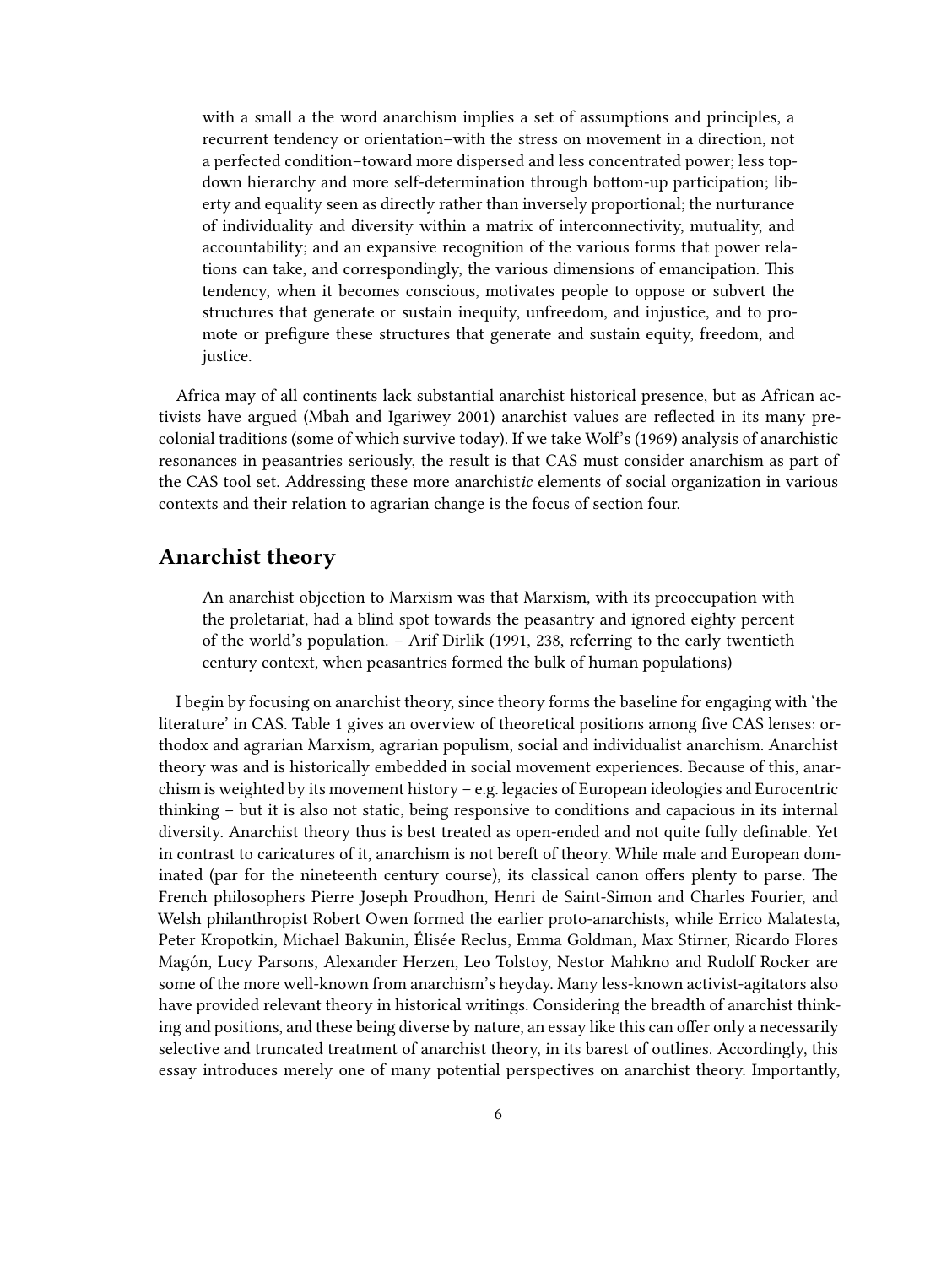> with a small a the word anarchism implies a set of assumptions and principles, a recurrent tendency or orientation–with the stress on movement in a direction, not a perfected condition–toward more dispersed and less concentrated power; less top-down hierarchy and more self-determination through bottom-up participation; liberty and equality seen as directly rather than inversely proportional; the nurturance of individuality and diversity within a matrix of interconnectivity, mutuality, and accountability; and an expansive recognition of the various forms that power relations can take, and correspondingly, the various dimensions of emancipation. This tendency, when it becomes conscious, motivates people to oppose or subvert the structures that generate or sustain inequity, unfreedom, and injustice, and to promote or prefigure these structures that generate and sustain equity, freedom, and justice.

Africa may of all continents lack substantial anarchist historical presence, but as African activists have argued (Mbah and Igariwey 2001) anarchist values are reflected in its many precolonial traditions (some of which survive today). If we take Wolf's (1969) analysis of anarchistic resonances in peasantries seriously, the result is that CAS must consider anarchism as part of the CAS tool set. Addressing these more anarchist*ic* elements of social organization in various contexts and their relation to agrarian change is the focus of section four.

## Anarchist theory

> An anarchist objection to Marxism was that Marxism, with its preoccupation with the proletariat, had a blind spot towards the peasantry and ignored eighty percent of the world's population. – Arif Dirlik (1991, 238, referring to the early twentieth century context, when peasantries formed the bulk of human populations)

I begin by focusing on anarchist theory, since theory forms the baseline for engaging with 'the literature' in CAS. Table 1 gives an overview of theoretical positions among five CAS lenses: orthodox and agrarian Marxism, agrarian populism, social and individualist anarchism. Anarchist theory was and is historically embedded in social movement experiences. Because of this, anarchism is weighted by its movement history – e.g. legacies of European ideologies and Eurocentric thinking – but it is also not static, being responsive to conditions and capacious in its internal diversity. Anarchist theory thus is best treated as open-ended and not quite fully definable. Yet in contrast to caricatures of it, anarchism is not bereft of theory. While male and European dominated (par for the nineteenth century course), its classical canon offers plenty to parse. The French philosophers Pierre Joseph Proudhon, Henri de Saint-Simon and Charles Fourier, and Welsh philanthropist Robert Owen formed the earlier proto-anarchists, while Errico Malatesta, Peter Kropotkin, Michael Bakunin, Élisée Reclus, Emma Goldman, Max Stirner, Ricardo Flores Magón, Lucy Parsons, Alexander Herzen, Leo Tolstoy, Nestor Mahkno and Rudolf Rocker are some of the more well-known from anarchism's heyday. Many less-known activist-agitators also have provided relevant theory in historical writings. Considering the breadth of anarchist thinking and positions, and these being diverse by nature, an essay like this can offer only a necessarily selective and truncated treatment of anarchist theory, in its barest of outlines. Accordingly, this essay introduces merely one of many potential perspectives on anarchist theory. Importantly,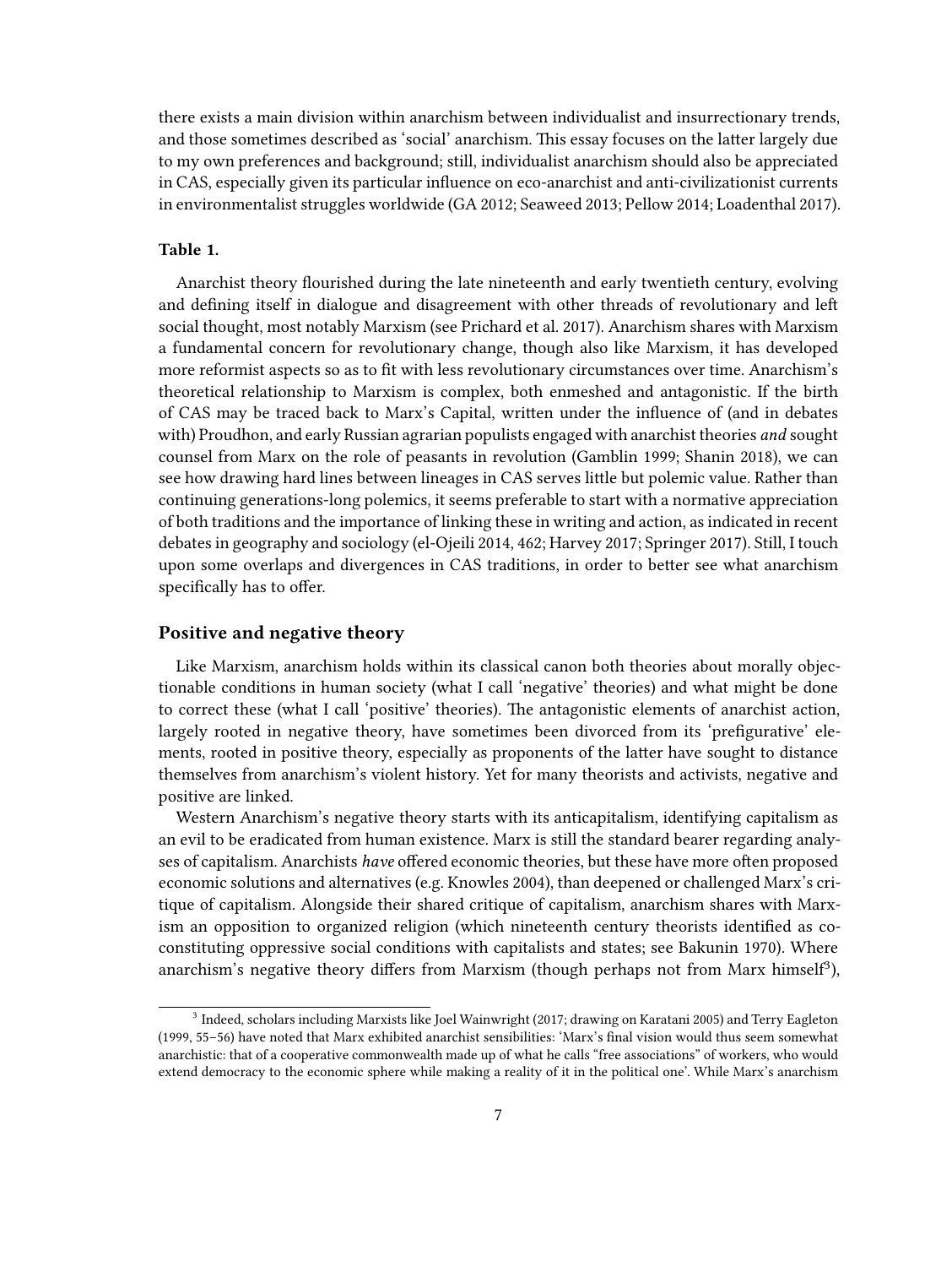there exists a main division within anarchism between individualist and insurrectionary trends, and those sometimes described as 'social' anarchism. This essay focuses on the latter largely due to my own preferences and background; still, individualist anarchism should also be appreciated in CAS, especially given its particular influence on eco-anarchist and anti-civilizationist currents in environmentalist struggles worldwide (GA 2012; Seaweed 2013; Pellow 2014; Loadenthal 2017).

**Table 1.**

Anarchist theory flourished during the late nineteenth and early twentieth century, evolving and defining itself in dialogue and disagreement with other threads of revolutionary and left social thought, most notably Marxism (see Prichard et al. 2017). Anarchism shares with Marxism a fundamental concern for revolutionary change, though also like Marxism, it has developed more reformist aspects so as to fit with less revolutionary circumstances over time. Anarchism's theoretical relationship to Marxism is complex, both enmeshed and antagonistic. If the birth of CAS may be traced back to Marx's Capital, written under the influence of (and in debates with) Proudhon, and early Russian agrarian populists engaged with anarchist theories *and* sought counsel from Marx on the role of peasants in revolution (Gamblin 1999; Shanin 2018), we can see how drawing hard lines between lineages in CAS serves little but polemic value. Rather than continuing generations-long polemics, it seems preferable to start with a normative appreciation of both traditions and the importance of linking these in writing and action, as indicated in recent debates in geography and sociology (el-Ojeili 2014, 462; Harvey 2017; Springer 2017). Still, I touch upon some overlaps and divergences in CAS traditions, in order to better see what anarchism specifically has to offer.

## Positive and negative theory

Like Marxism, anarchism holds within its classical canon both theories about morally objectionable conditions in human society (what I call 'negative' theories) and what might be done to correct these (what I call 'positive' theories). The antagonistic elements of anarchist action, largely rooted in negative theory, have sometimes been divorced from its 'prefigurative' elements, rooted in positive theory, especially as proponents of the latter have sought to distance themselves from anarchism's violent history. Yet for many theorists and activists, negative and positive are linked.

Western Anarchism's negative theory starts with its anticapitalism, identifying capitalism as an evil to be eradicated from human existence. Marx is still the standard bearer regarding analyses of capitalism. Anarchists *have* offered economic theories, but these have more often proposed economic solutions and alternatives (e.g. Knowles 2004), than deepened or challenged Marx's critique of capitalism. Alongside their shared critique of capitalism, anarchism shares with Marxism an opposition to organized religion (which nineteenth century theorists identified as co-constituting oppressive social conditions with capitalists and states; see Bakunin 1970). Where anarchism's negative theory differs from Marxism (though perhaps not from Marx himself[3]),

[3] Indeed, scholars including Marxists like Joel Wainwright (2017; drawing on Karatani 2005) and Terry Eagleton (1999, 55–56) have noted that Marx exhibited anarchist sensibilities: 'Marx's final vision would thus seem somewhat anarchistic: that of a cooperative commonwealth made up of what he calls "free associations" of workers, who would extend democracy to the economic sphere while making a reality of it in the political one'. While Marx's anarchism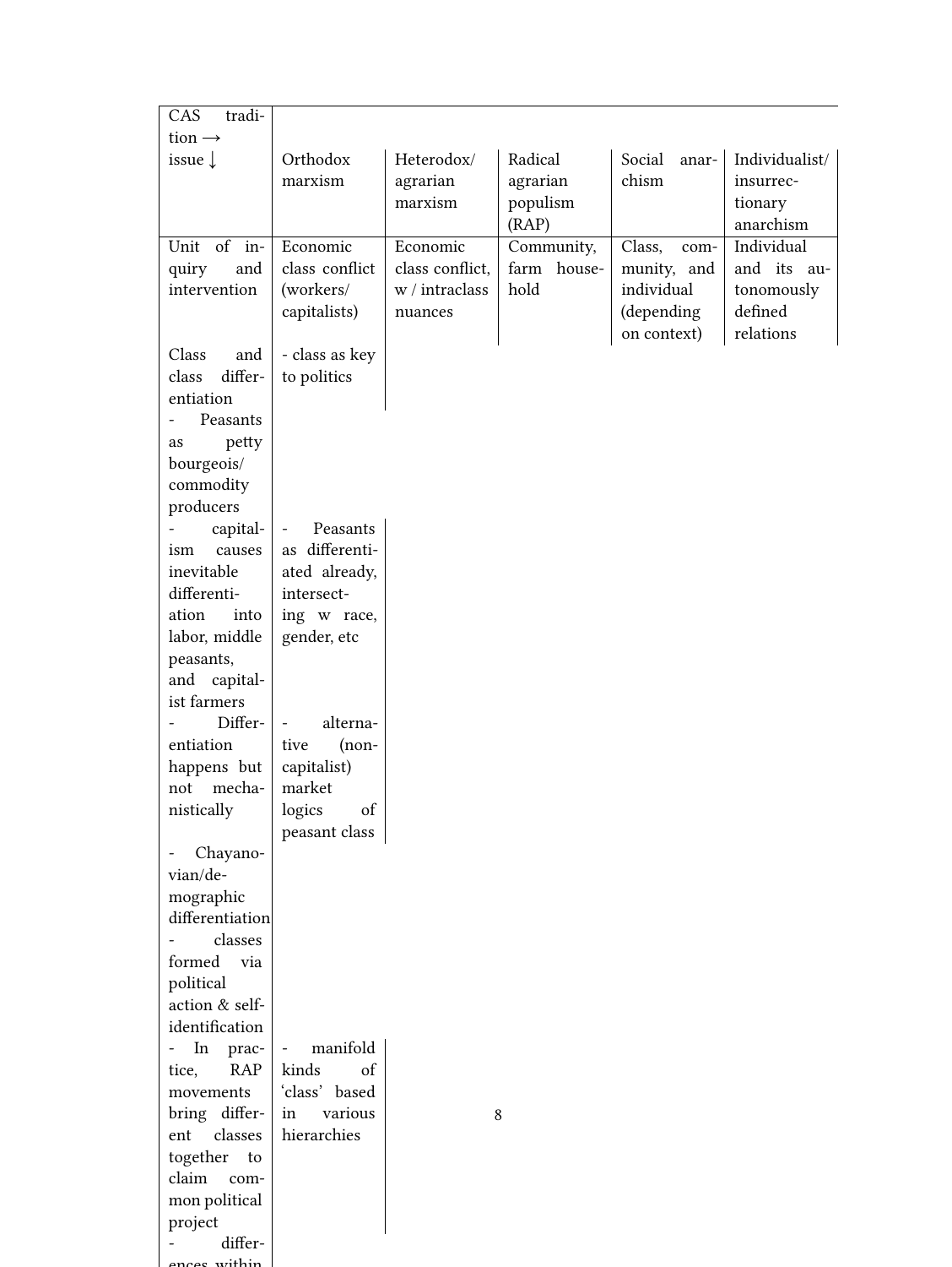| CAS tradition → issue ↓ | Orthodox marxism | Heterodox/ agrarian marxism | Radical agrarian populism (RAP) | Social anarchism | Individualist/ insurrectionary anarchism |
|---|---|---|---|---|---|
| Unit of inquiry and intervention | Economic class conflict (workers/ capitalists) | Economic class conflict, w / intraclass nuances | Community, farm household | Class, community, and individual (depending on context) | Individual and its autonomously defined relations |
| Class and class differentiation | - class as key to politics | | | | |
| - Peasants as petty bourgeois/ commodity producers | | | | | |
| - capitalism causes inevitable differentiation into labor, middle peasants, and capitalist farmers | - Peasants as differentiated already, intersecting w race, gender, etc | | | | |
| - Differentiation happens but not mechanistically | - alternative (non-capitalist) market logics of peasant class | | | | |
| - Chayanovian/demographic differentiation | | | | | |
| - classes formed via political action & self-identification | | | | | |
| - In practice, RAP movements bring different classes together to claim common political project | - manifold kinds of 'class' based in various hierarchies | | | | |
| - differences within | | | | | |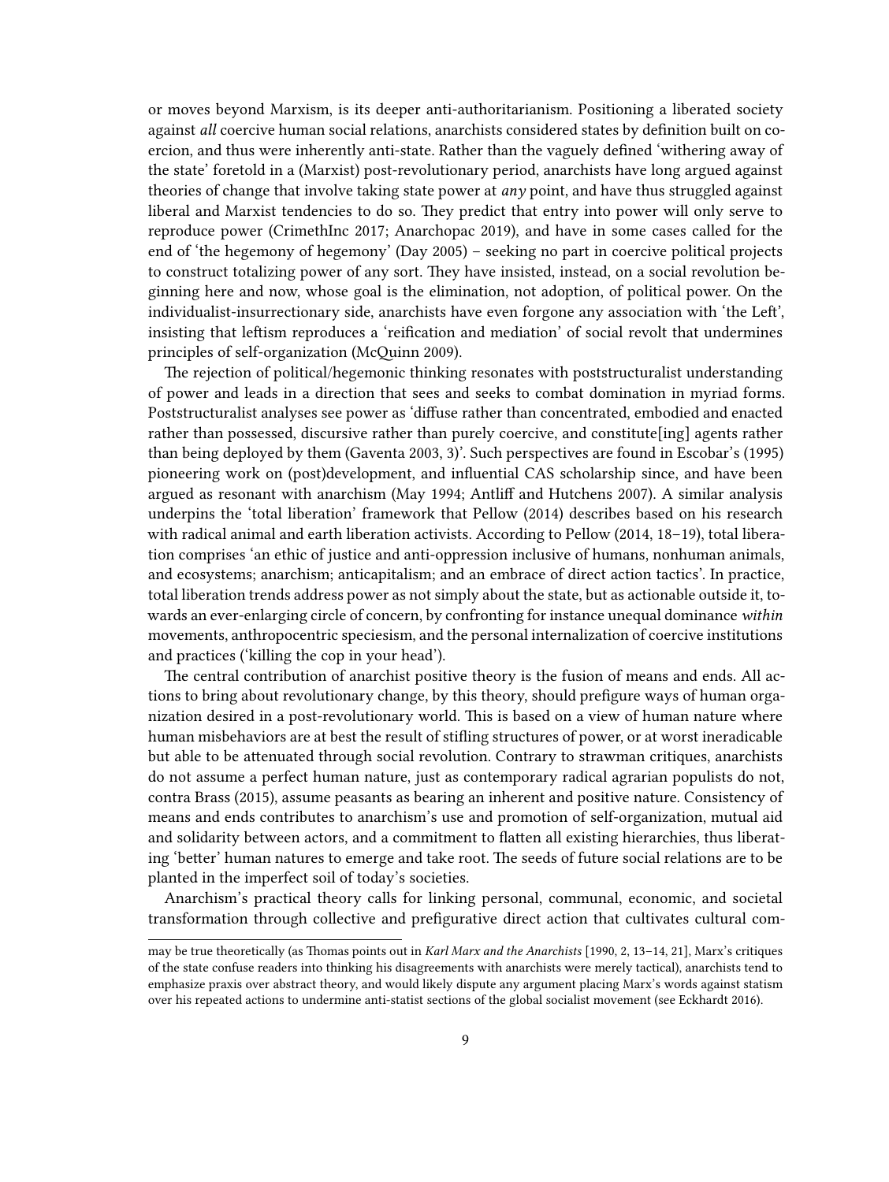or moves beyond Marxism, is its deeper anti-authoritarianism. Positioning a liberated society against *all* coercive human social relations, anarchists considered states by definition built on coercion, and thus were inherently anti-state. Rather than the vaguely defined 'withering away of the state' foretold in a (Marxist) post-revolutionary period, anarchists have long argued against theories of change that involve taking state power at *any* point, and have thus struggled against liberal and Marxist tendencies to do so. They predict that entry into power will only serve to reproduce power (CrimethInc 2017; Anarchopac 2019), and have in some cases called for the end of 'the hegemony of hegemony' (Day 2005) – seeking no part in coercive political projects to construct totalizing power of any sort. They have insisted, instead, on a social revolution beginning here and now, whose goal is the elimination, not adoption, of political power. On the individualist-insurrectionary side, anarchists have even forgone any association with 'the Left', insisting that leftism reproduces a 'reification and mediation' of social revolt that undermines principles of self-organization (McQuinn 2009).

The rejection of political/hegemonic thinking resonates with poststructuralist understanding of power and leads in a direction that sees and seeks to combat domination in myriad forms. Poststructuralist analyses see power as 'diffuse rather than concentrated, embodied and enacted rather than possessed, discursive rather than purely coercive, and constitute[ing] agents rather than being deployed by them (Gaventa 2003, 3)'. Such perspectives are found in Escobar's (1995) pioneering work on (post)development, and influential CAS scholarship since, and have been argued as resonant with anarchism (May 1994; Antliff and Hutchens 2007). A similar analysis underpins the 'total liberation' framework that Pellow (2014) describes based on his research with radical animal and earth liberation activists. According to Pellow (2014, 18–19), total liberation comprises 'an ethic of justice and anti-oppression inclusive of humans, nonhuman animals, and ecosystems; anarchism; anticapitalism; and an embrace of direct action tactics'. In practice, total liberation trends address power as not simply about the state, but as actionable outside it, towards an ever-enlarging circle of concern, by confronting for instance unequal dominance *within* movements, anthropocentric speciesism, and the personal internalization of coercive institutions and practices ('killing the cop in your head').

The central contribution of anarchist positive theory is the fusion of means and ends. All actions to bring about revolutionary change, by this theory, should prefigure ways of human organization desired in a post-revolutionary world. This is based on a view of human nature where human misbehaviors are at best the result of stifling structures of power, or at worst ineradicable but able to be attenuated through social revolution. Contrary to strawman critiques, anarchists do not assume a perfect human nature, just as contemporary radical agrarian populists do not, contra Brass (2015), assume peasants as bearing an inherent and positive nature. Consistency of means and ends contributes to anarchism's use and promotion of self-organization, mutual aid and solidarity between actors, and a commitment to flatten all existing hierarchies, thus liberating 'better' human natures to emerge and take root. The seeds of future social relations are to be planted in the imperfect soil of today's societies.

Anarchism's practical theory calls for linking personal, communal, economic, and societal transformation through collective and prefigurative direct action that cultivates cultural com-

---

may be true theoretically (as Thomas points out in *Karl Marx and the Anarchists* [1990, 2, 13–14, 21], Marx's critiques of the state confuse readers into thinking his disagreements with anarchists were merely tactical), anarchists tend to emphasize praxis over abstract theory, and would likely dispute any argument placing Marx's words against statism over his repeated actions to undermine anti-statist sections of the global socialist movement (see Eckhardt 2016).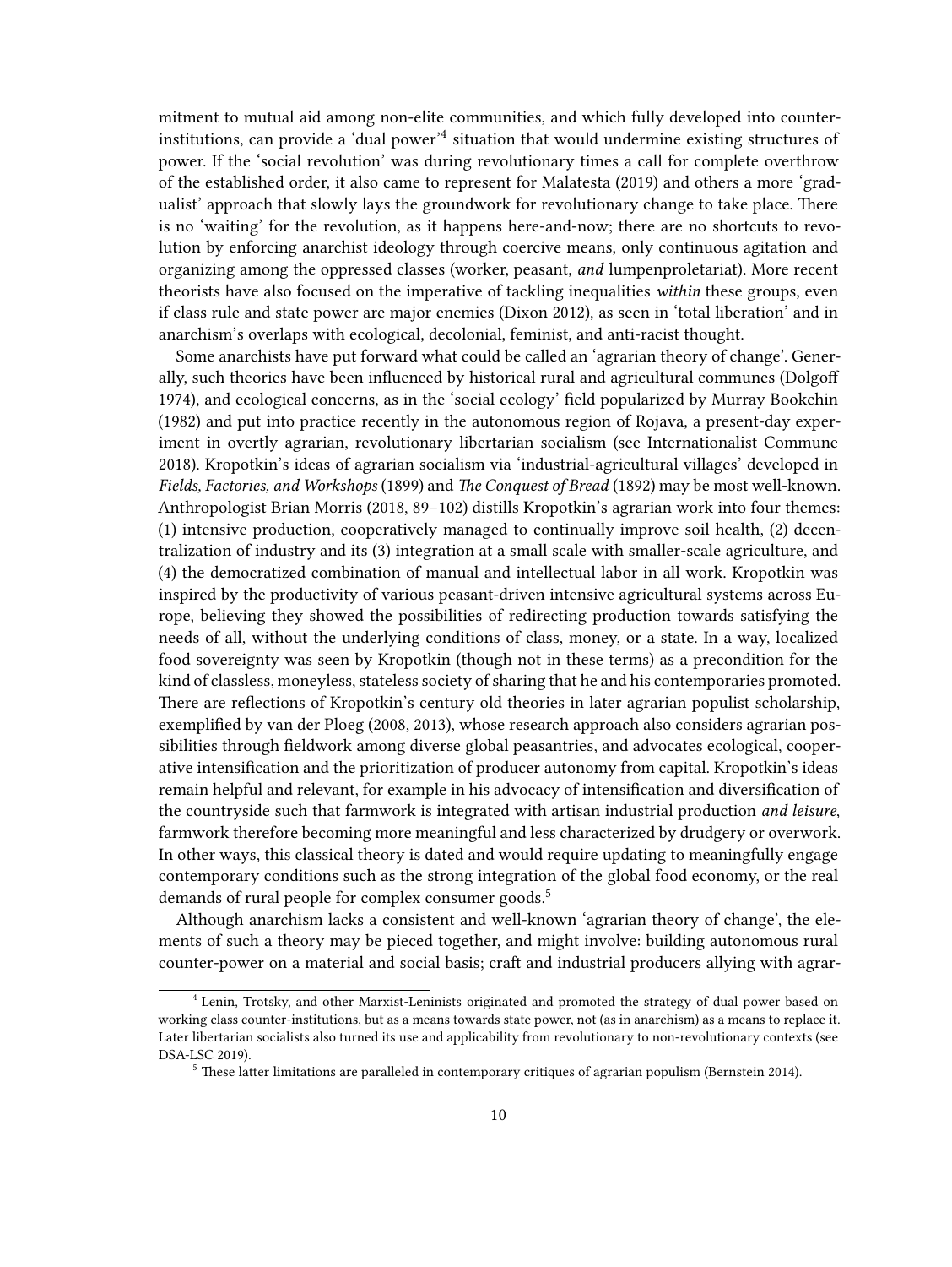mitment to mutual aid among non-elite communities, and which fully developed into counter-institutions, can provide a 'dual power'[4] situation that would undermine existing structures of power. If the 'social revolution' was during revolutionary times a call for complete overthrow of the established order, it also came to represent for Malatesta (2019) and others a more 'gradualist' approach that slowly lays the groundwork for revolutionary change to take place. There is no 'waiting' for the revolution, as it happens here-and-now; there are no shortcuts to revolution by enforcing anarchist ideology through coercive means, only continuous agitation and organizing among the oppressed classes (worker, peasant, *and* lumpenproletariat). More recent theorists have also focused on the imperative of tackling inequalities *within* these groups, even if class rule and state power are major enemies (Dixon 2012), as seen in 'total liberation' and in anarchism's overlaps with ecological, decolonial, feminist, and anti-racist thought.

Some anarchists have put forward what could be called an 'agrarian theory of change'. Generally, such theories have been influenced by historical rural and agricultural communes (Dolgoff 1974), and ecological concerns, as in the 'social ecology' field popularized by Murray Bookchin (1982) and put into practice recently in the autonomous region of Rojava, a present-day experiment in overtly agrarian, revolutionary libertarian socialism (see Internationalist Commune 2018). Kropotkin's ideas of agrarian socialism via 'industrial-agricultural villages' developed in *Fields, Factories, and Workshops* (1899) and *The Conquest of Bread* (1892) may be most well-known. Anthropologist Brian Morris (2018, 89–102) distills Kropotkin's agrarian work into four themes: (1) intensive production, cooperatively managed to continually improve soil health, (2) decentralization of industry and its (3) integration at a small scale with smaller-scale agriculture, and (4) the democratized combination of manual and intellectual labor in all work. Kropotkin was inspired by the productivity of various peasant-driven intensive agricultural systems across Europe, believing they showed the possibilities of redirecting production towards satisfying the needs of all, without the underlying conditions of class, money, or a state. In a way, localized food sovereignty was seen by Kropotkin (though not in these terms) as a precondition for the kind of classless, moneyless, stateless society of sharing that he and his contemporaries promoted. There are reflections of Kropotkin's century old theories in later agrarian populist scholarship, exemplified by van der Ploeg (2008, 2013), whose research approach also considers agrarian possibilities through fieldwork among diverse global peasantries, and advocates ecological, cooperative intensification and the prioritization of producer autonomy from capital. Kropotkin's ideas remain helpful and relevant, for example in his advocacy of intensification and diversification of the countryside such that farmwork is integrated with artisan industrial production *and leisure*, farmwork therefore becoming more meaningful and less characterized by drudgery or overwork. In other ways, this classical theory is dated and would require updating to meaningfully engage contemporary conditions such as the strong integration of the global food economy, or the real demands of rural people for complex consumer goods.[5]

Although anarchism lacks a consistent and well-known 'agrarian theory of change', the elements of such a theory may be pieced together, and might involve: building autonomous rural counter-power on a material and social basis; craft and industrial producers allying with agrar-

---

[4] Lenin, Trotsky, and other Marxist-Leninists originated and promoted the strategy of dual power based on working class counter-institutions, but as a means towards state power, not (as in anarchism) as a means to replace it. Later libertarian socialists also turned its use and applicability from revolutionary to non-revolutionary contexts (see DSA-LSC 2019).

[5] These latter limitations are paralleled in contemporary critiques of agrarian populism (Bernstein 2014).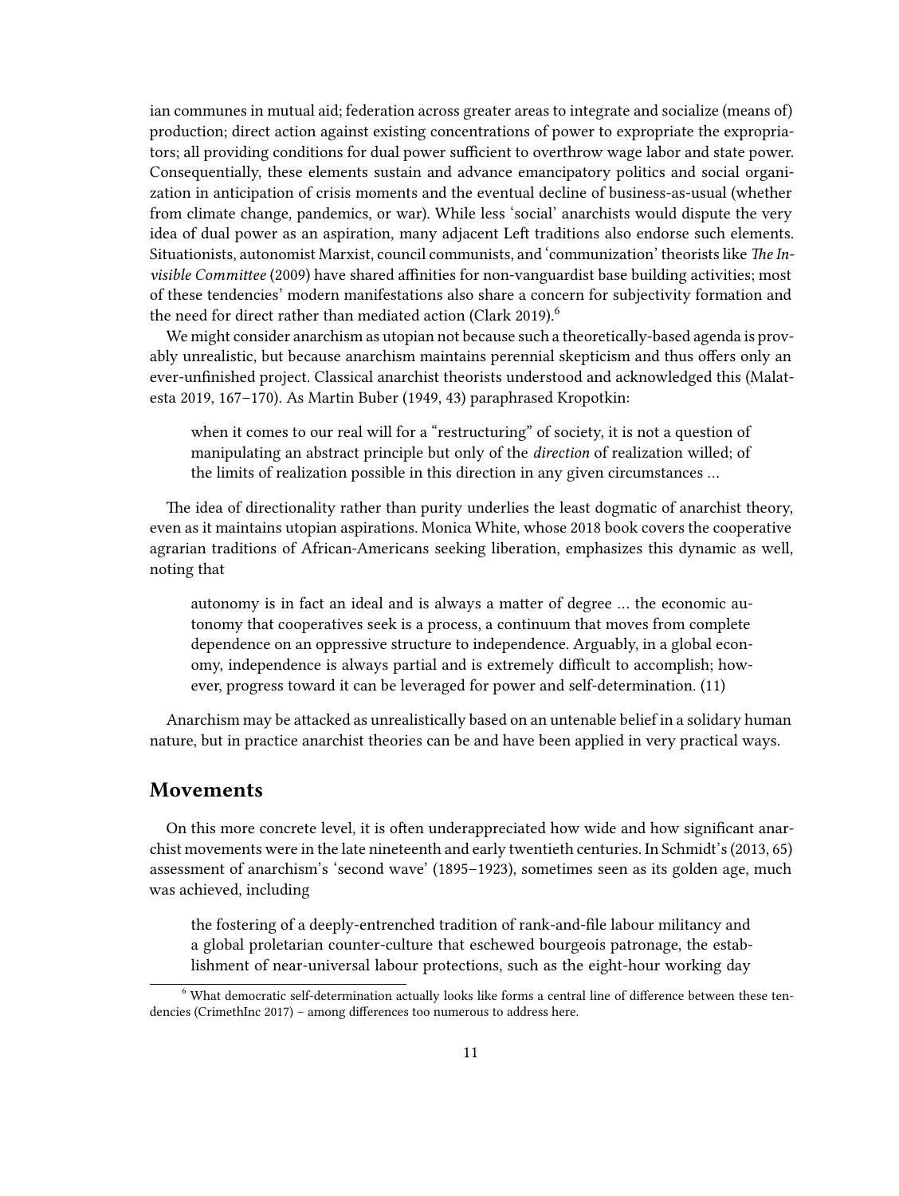ian communes in mutual aid; federation across greater areas to integrate and socialize (means of) production; direct action against existing concentrations of power to expropriate the expropriators; all providing conditions for dual power sufficient to overthrow wage labor and state power. Consequentially, these elements sustain and advance emancipatory politics and social organization in anticipation of crisis moments and the eventual decline of business-as-usual (whether from climate change, pandemics, or war). While less 'social' anarchists would dispute the very idea of dual power as an aspiration, many adjacent Left traditions also endorse such elements. Situationists, autonomist Marxist, council communists, and 'communization' theorists like *The Invisible Committee* (2009) have shared affinities for non-vanguardist base building activities; most of these tendencies' modern manifestations also share a concern for subjectivity formation and the need for direct rather than mediated action (Clark 2019).[6]

We might consider anarchism as utopian not because such a theoretically-based agenda is provably unrealistic, but because anarchism maintains perennial skepticism and thus offers only an ever-unfinished project. Classical anarchist theorists understood and acknowledged this (Malatesta 2019, 167–170). As Martin Buber (1949, 43) paraphrased Kropotkin:

> when it comes to our real will for a "restructuring" of society, it is not a question of manipulating an abstract principle but only of the *direction* of realization willed; of the limits of realization possible in this direction in any given circumstances …

The idea of directionality rather than purity underlies the least dogmatic of anarchist theory, even as it maintains utopian aspirations. Monica White, whose 2018 book covers the cooperative agrarian traditions of African-Americans seeking liberation, emphasizes this dynamic as well, noting that

> autonomy is in fact an ideal and is always a matter of degree … the economic autonomy that cooperatives seek is a process, a continuum that moves from complete dependence on an oppressive structure to independence. Arguably, in a global economy, independence is always partial and is extremely difficult to accomplish; however, progress toward it can be leveraged for power and self-determination. (11)

Anarchism may be attacked as unrealistically based on an untenable belief in a solidary human nature, but in practice anarchist theories can be and have been applied in very practical ways.

## Movements

On this more concrete level, it is often underappreciated how wide and how significant anarchist movements were in the late nineteenth and early twentieth centuries. In Schmidt's (2013, 65) assessment of anarchism's 'second wave' (1895–1923), sometimes seen as its golden age, much was achieved, including

> the fostering of a deeply-entrenched tradition of rank-and-file labour militancy and a global proletarian counter-culture that eschewed bourgeois patronage, the establishment of near-universal labour protections, such as the eight-hour working day

[6] What democratic self-determination actually looks like forms a central line of difference between these tendencies (CrimethInc 2017) – among differences too numerous to address here.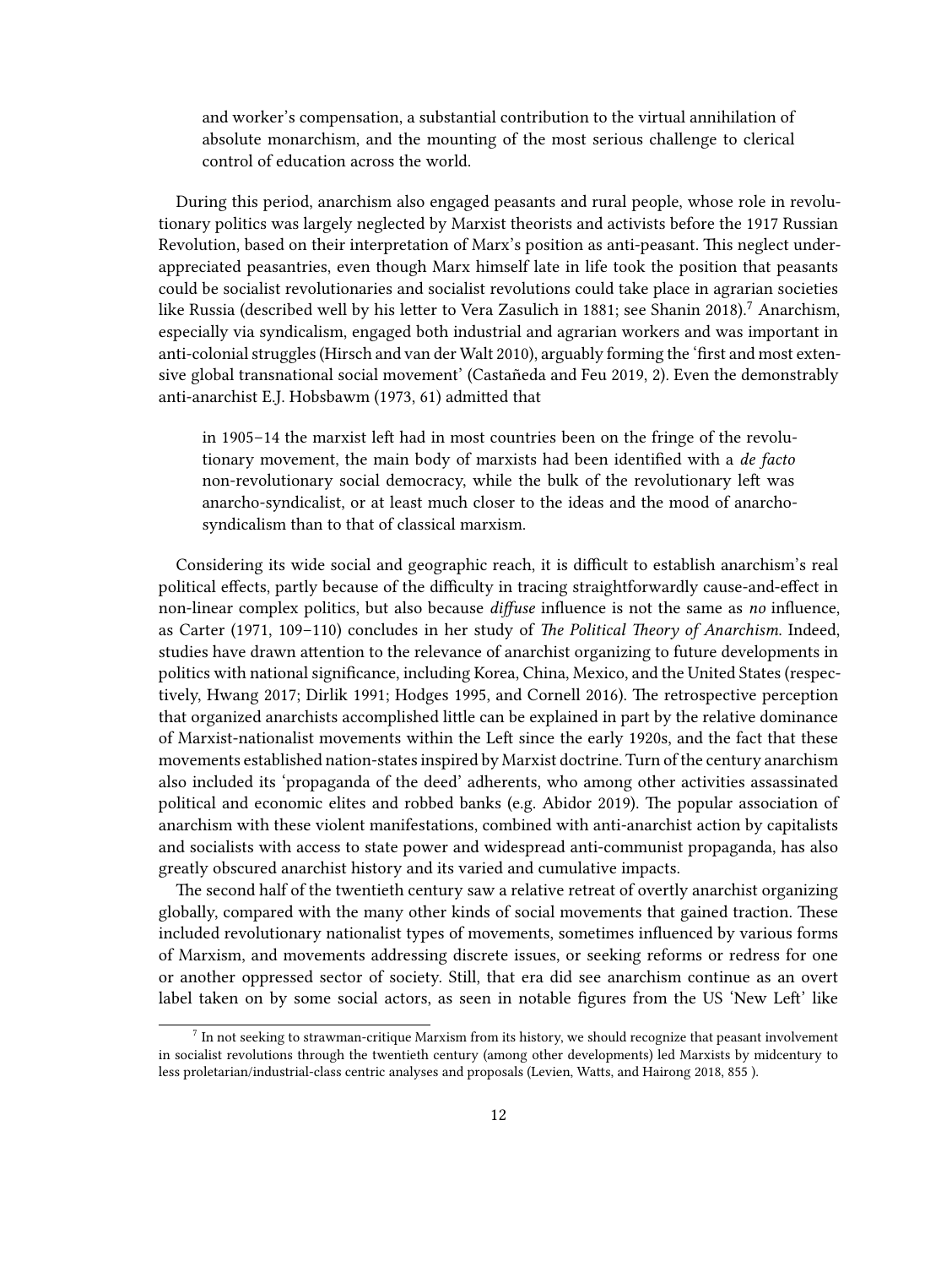> and worker's compensation, a substantial contribution to the virtual annihilation of absolute monarchism, and the mounting of the most serious challenge to clerical control of education across the world.

During this period, anarchism also engaged peasants and rural people, whose role in revolutionary politics was largely neglected by Marxist theorists and activists before the 1917 Russian Revolution, based on their interpretation of Marx's position as anti-peasant. This neglect underappreciated peasantries, even though Marx himself late in life took the position that peasants could be socialist revolutionaries and socialist revolutions could take place in agrarian societies like Russia (described well by his letter to Vera Zasulich in 1881; see Shanin 2018).[7] Anarchism, especially via syndicalism, engaged both industrial and agrarian workers and was important in anti-colonial struggles (Hirsch and van der Walt 2010), arguably forming the 'first and most extensive global transnational social movement' (Castañeda and Feu 2019, 2). Even the demonstrably anti-anarchist E.J. Hobsbawm (1973, 61) admitted that

> in 1905–14 the marxist left had in most countries been on the fringe of the revolutionary movement, the main body of marxists had been identified with a *de facto* non-revolutionary social democracy, while the bulk of the revolutionary left was anarcho-syndicalist, or at least much closer to the ideas and the mood of anarcho-syndicalism than to that of classical marxism.

Considering its wide social and geographic reach, it is difficult to establish anarchism's real political effects, partly because of the difficulty in tracing straightforwardly cause-and-effect in non-linear complex politics, but also because *diffuse* influence is not the same as *no* influence, as Carter (1971, 109–110) concludes in her study of *The Political Theory of Anarchism*. Indeed, studies have drawn attention to the relevance of anarchist organizing to future developments in politics with national significance, including Korea, China, Mexico, and the United States (respectively, Hwang 2017; Dirlik 1991; Hodges 1995, and Cornell 2016). The retrospective perception that organized anarchists accomplished little can be explained in part by the relative dominance of Marxist-nationalist movements within the Left since the early 1920s, and the fact that these movements established nation-states inspired by Marxist doctrine. Turn of the century anarchism also included its 'propaganda of the deed' adherents, who among other activities assassinated political and economic elites and robbed banks (e.g. Abidor 2019). The popular association of anarchism with these violent manifestations, combined with anti-anarchist action by capitalists and socialists with access to state power and widespread anti-communist propaganda, has also greatly obscured anarchist history and its varied and cumulative impacts.

The second half of the twentieth century saw a relative retreat of overtly anarchist organizing globally, compared with the many other kinds of social movements that gained traction. These included revolutionary nationalist types of movements, sometimes influenced by various forms of Marxism, and movements addressing discrete issues, or seeking reforms or redress for one or another oppressed sector of society. Still, that era did see anarchism continue as an overt label taken on by some social actors, as seen in notable figures from the US 'New Left' like

---

[7] In not seeking to strawman-critique Marxism from its history, we should recognize that peasant involvement in socialist revolutions through the twentieth century (among other developments) led Marxists by midcentury to less proletarian/industrial-class centric analyses and proposals (Levien, Watts, and Hairong 2018, 855 ).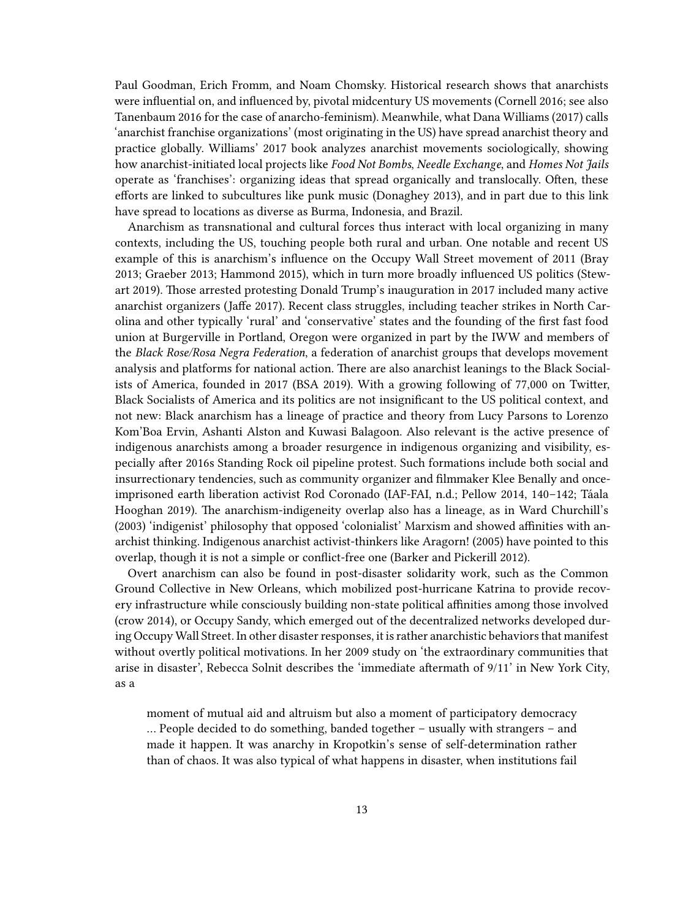Paul Goodman, Erich Fromm, and Noam Chomsky. Historical research shows that anarchists were influential on, and influenced by, pivotal midcentury US movements (Cornell 2016; see also Tanenbaum 2016 for the case of anarcho-feminism). Meanwhile, what Dana Williams (2017) calls 'anarchist franchise organizations' (most originating in the US) have spread anarchist theory and practice globally. Williams' 2017 book analyzes anarchist movements sociologically, showing how anarchist-initiated local projects like *Food Not Bombs*, *Needle Exchange*, and *Homes Not Jails* operate as 'franchises': organizing ideas that spread organically and translocally. Often, these efforts are linked to subcultures like punk music (Donaghey 2013), and in part due to this link have spread to locations as diverse as Burma, Indonesia, and Brazil.

Anarchism as transnational and cultural forces thus interact with local organizing in many contexts, including the US, touching people both rural and urban. One notable and recent US example of this is anarchism's influence on the Occupy Wall Street movement of 2011 (Bray 2013; Graeber 2013; Hammond 2015), which in turn more broadly influenced US politics (Stewart 2019). Those arrested protesting Donald Trump's inauguration in 2017 included many active anarchist organizers (Jaffe 2017). Recent class struggles, including teacher strikes in North Carolina and other typically 'rural' and 'conservative' states and the founding of the first fast food union at Burgerville in Portland, Oregon were organized in part by the IWW and members of the *Black Rose/Rosa Negra Federation*, a federation of anarchist groups that develops movement analysis and platforms for national action. There are also anarchist leanings to the Black Socialists of America, founded in 2017 (BSA 2019). With a growing following of 77,000 on Twitter, Black Socialists of America and its politics are not insignificant to the US political context, and not new: Black anarchism has a lineage of practice and theory from Lucy Parsons to Lorenzo Kom'Boa Ervin, Ashanti Alston and Kuwasi Balagoon. Also relevant is the active presence of indigenous anarchists among a broader resurgence in indigenous organizing and visibility, especially after 2016s Standing Rock oil pipeline protest. Such formations include both social and insurrectionary tendencies, such as community organizer and filmmaker Klee Benally and once-imprisoned earth liberation activist Rod Coronado (IAF-FAI, n.d.; Pellow 2014, 140–142; Táala Hooghan 2019). The anarchism-indigeneity overlap also has a lineage, as in Ward Churchill's (2003) 'indigenist' philosophy that opposed 'colonialist' Marxism and showed affinities with anarchist thinking. Indigenous anarchist activist-thinkers like Aragorn! (2005) have pointed to this overlap, though it is not a simple or conflict-free one (Barker and Pickerill 2012).

Overt anarchism can also be found in post-disaster solidarity work, such as the Common Ground Collective in New Orleans, which mobilized post-hurricane Katrina to provide recovery infrastructure while consciously building non-state political affinities among those involved (crow 2014), or Occupy Sandy, which emerged out of the decentralized networks developed during Occupy Wall Street. In other disaster responses, it is rather anarchistic behaviors that manifest without overtly political motivations. In her 2009 study on 'the extraordinary communities that arise in disaster', Rebecca Solnit describes the 'immediate aftermath of 9/11' in New York City, as a

> moment of mutual aid and altruism but also a moment of participatory democracy … People decided to do something, banded together – usually with strangers – and made it happen. It was anarchy in Kropotkin's sense of self-determination rather than of chaos. It was also typical of what happens in disaster, when institutions fail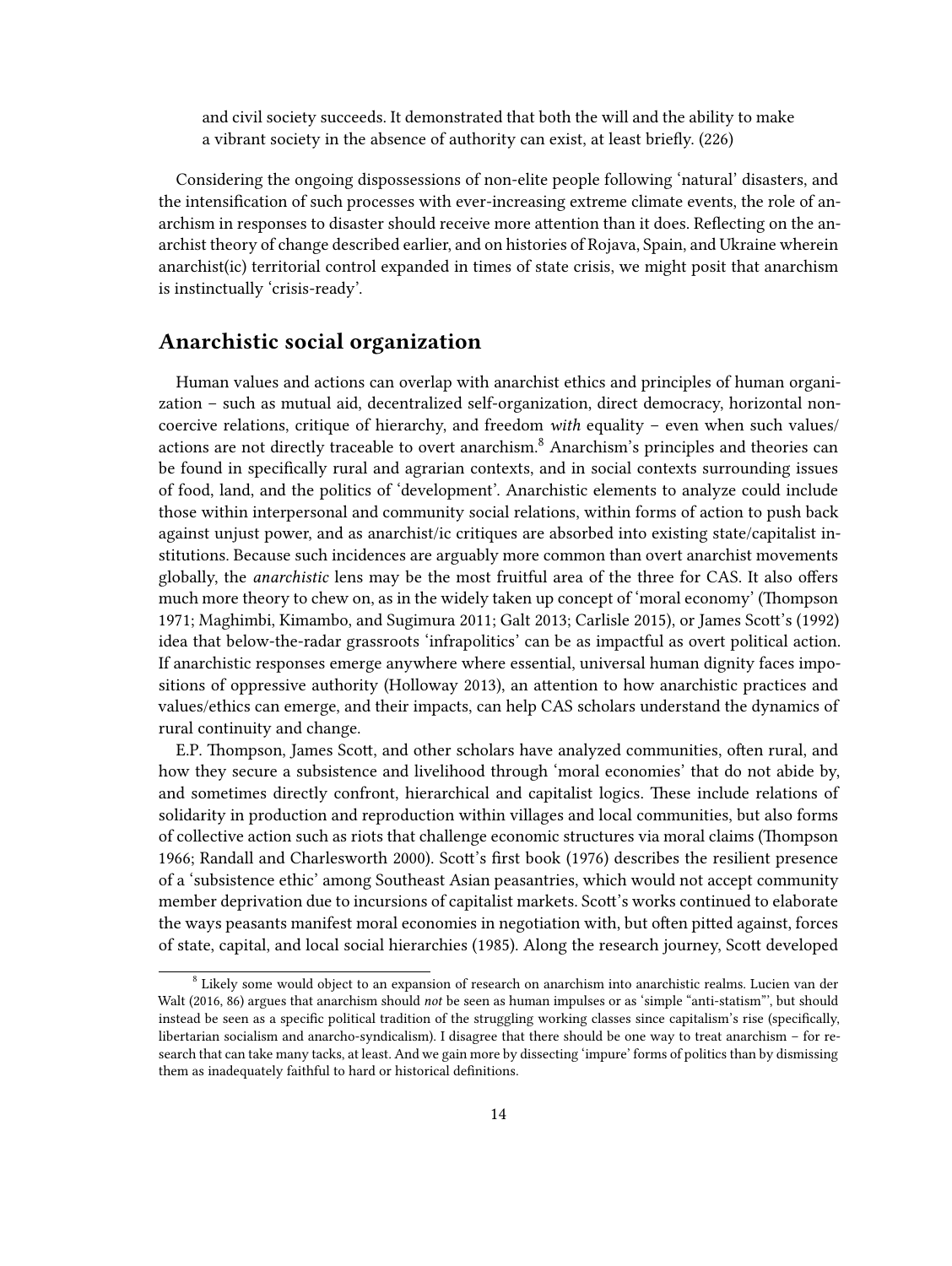> and civil society succeeds. It demonstrated that both the will and the ability to make a vibrant society in the absence of authority can exist, at least briefly. (226)

Considering the ongoing dispossessions of non-elite people following 'natural' disasters, and the intensification of such processes with ever-increasing extreme climate events, the role of anarchism in responses to disaster should receive more attention than it does. Reflecting on the anarchist theory of change described earlier, and on histories of Rojava, Spain, and Ukraine wherein anarchist(ic) territorial control expanded in times of state crisis, we might posit that anarchism is instinctually 'crisis-ready'.

## Anarchistic social organization

Human values and actions can overlap with anarchist ethics and principles of human organization – such as mutual aid, decentralized self-organization, direct democracy, horizontal non-coercive relations, critique of hierarchy, and freedom *with* equality – even when such values/actions are not directly traceable to overt anarchism.[8] Anarchism's principles and theories can be found in specifically rural and agrarian contexts, and in social contexts surrounding issues of food, land, and the politics of 'development'. Anarchistic elements to analyze could include those within interpersonal and community social relations, within forms of action to push back against unjust power, and as anarchist/ic critiques are absorbed into existing state/capitalist institutions. Because such incidences are arguably more common than overt anarchist movements globally, the *anarchistic* lens may be the most fruitful area of the three for CAS. It also offers much more theory to chew on, as in the widely taken up concept of 'moral economy' (Thompson 1971; Maghimbi, Kimambo, and Sugimura 2011; Galt 2013; Carlisle 2015), or James Scott's (1992) idea that below-the-radar grassroots 'infrapolitics' can be as impactful as overt political action. If anarchistic responses emerge anywhere where essential, universal human dignity faces impositions of oppressive authority (Holloway 2013), an attention to how anarchistic practices and values/ethics can emerge, and their impacts, can help CAS scholars understand the dynamics of rural continuity and change.

E.P. Thompson, James Scott, and other scholars have analyzed communities, often rural, and how they secure a subsistence and livelihood through 'moral economies' that do not abide by, and sometimes directly confront, hierarchical and capitalist logics. These include relations of solidarity in production and reproduction within villages and local communities, but also forms of collective action such as riots that challenge economic structures via moral claims (Thompson 1966; Randall and Charlesworth 2000). Scott's first book (1976) describes the resilient presence of a 'subsistence ethic' among Southeast Asian peasantries, which would not accept community member deprivation due to incursions of capitalist markets. Scott's works continued to elaborate the ways peasants manifest moral economies in negotiation with, but often pitted against, forces of state, capital, and local social hierarchies (1985). Along the research journey, Scott developed

[8] Likely some would object to an expansion of research on anarchism into anarchistic realms. Lucien van der Walt (2016, 86) argues that anarchism should *not* be seen as human impulses or as 'simple "anti-statism"', but should instead be seen as a specific political tradition of the struggling working classes since capitalism's rise (specifically, libertarian socialism and anarcho-syndicalism). I disagree that there should be one way to treat anarchism – for research that can take many tacks, at least. And we gain more by dissecting 'impure' forms of politics than by dismissing them as inadequately faithful to hard or historical definitions.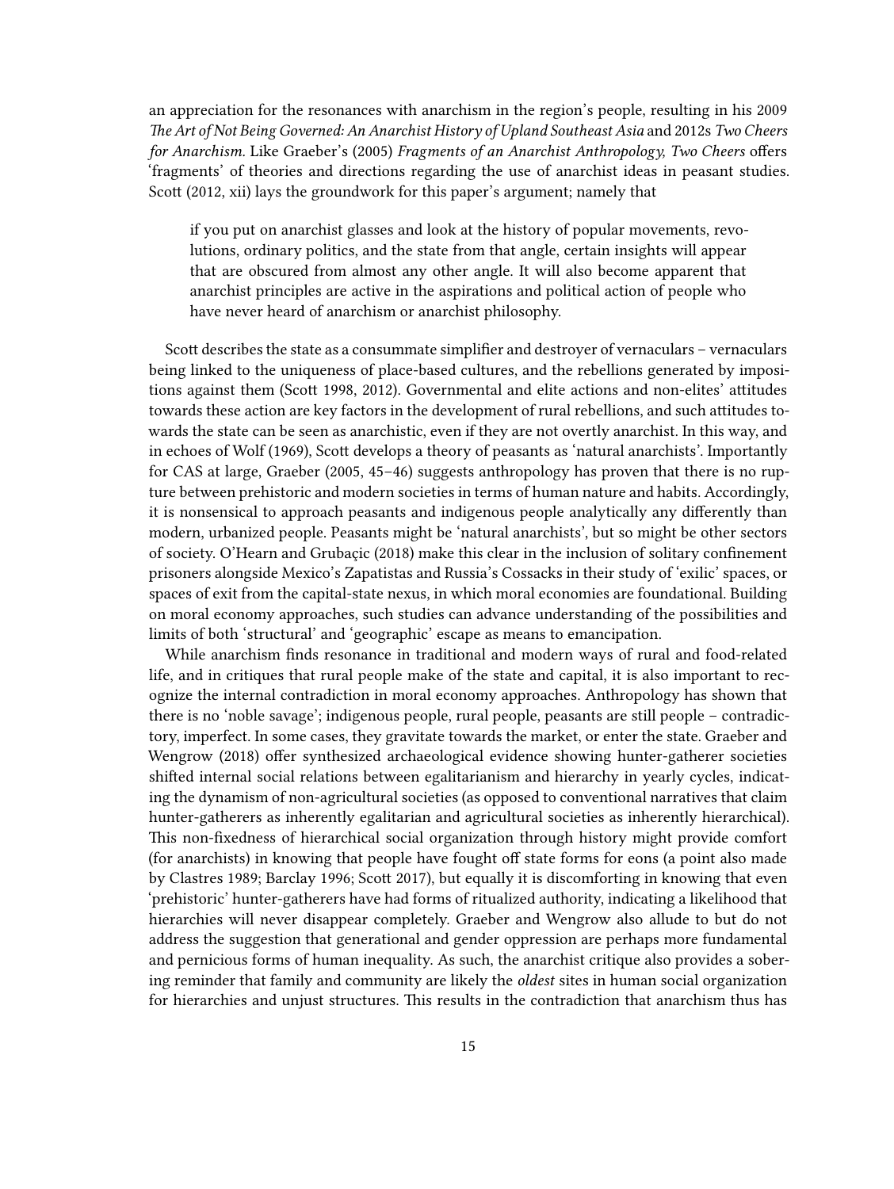an appreciation for the resonances with anarchism in the region's people, resulting in his 2009 *The Art of Not Being Governed: An Anarchist History of Upland Southeast Asia* and 2012s *Two Cheers for Anarchism.* Like Graeber's (2005) *Fragments of an Anarchist Anthropology, Two Cheers* offers 'fragments' of theories and directions regarding the use of anarchist ideas in peasant studies. Scott (2012, xii) lays the groundwork for this paper's argument; namely that

> if you put on anarchist glasses and look at the history of popular movements, revolutions, ordinary politics, and the state from that angle, certain insights will appear that are obscured from almost any other angle. It will also become apparent that anarchist principles are active in the aspirations and political action of people who have never heard of anarchism or anarchist philosophy.

Scott describes the state as a consummate simplifier and destroyer of vernaculars – vernaculars being linked to the uniqueness of place-based cultures, and the rebellions generated by impositions against them (Scott 1998, 2012). Governmental and elite actions and non-elites' attitudes towards these action are key factors in the development of rural rebellions, and such attitudes towards the state can be seen as anarchistic, even if they are not overtly anarchist. In this way, and in echoes of Wolf (1969), Scott develops a theory of peasants as 'natural anarchists'. Importantly for CAS at large, Graeber (2005, 45–46) suggests anthropology has proven that there is no rupture between prehistoric and modern societies in terms of human nature and habits. Accordingly, it is nonsensical to approach peasants and indigenous people analytically any differently than modern, urbanized people. Peasants might be 'natural anarchists', but so might be other sectors of society. O'Hearn and Grubaçic (2018) make this clear in the inclusion of solitary confinement prisoners alongside Mexico's Zapatistas and Russia's Cossacks in their study of 'exilic' spaces, or spaces of exit from the capital-state nexus, in which moral economies are foundational. Building on moral economy approaches, such studies can advance understanding of the possibilities and limits of both 'structural' and 'geographic' escape as means to emancipation.

While anarchism finds resonance in traditional and modern ways of rural and food-related life, and in critiques that rural people make of the state and capital, it is also important to recognize the internal contradiction in moral economy approaches. Anthropology has shown that there is no 'noble savage'; indigenous people, rural people, peasants are still people – contradictory, imperfect. In some cases, they gravitate towards the market, or enter the state. Graeber and Wengrow (2018) offer synthesized archaeological evidence showing hunter-gatherer societies shifted internal social relations between egalitarianism and hierarchy in yearly cycles, indicating the dynamism of non-agricultural societies (as opposed to conventional narratives that claim hunter-gatherers as inherently egalitarian and agricultural societies as inherently hierarchical). This non-fixedness of hierarchical social organization through history might provide comfort (for anarchists) in knowing that people have fought off state forms for eons (a point also made by Clastres 1989; Barclay 1996; Scott 2017), but equally it is discomforting in knowing that even 'prehistoric' hunter-gatherers have had forms of ritualized authority, indicating a likelihood that hierarchies will never disappear completely. Graeber and Wengrow also allude to but do not address the suggestion that generational and gender oppression are perhaps more fundamental and pernicious forms of human inequality. As such, the anarchist critique also provides a sobering reminder that family and community are likely the *oldest* sites in human social organization for hierarchies and unjust structures. This results in the contradiction that anarchism thus has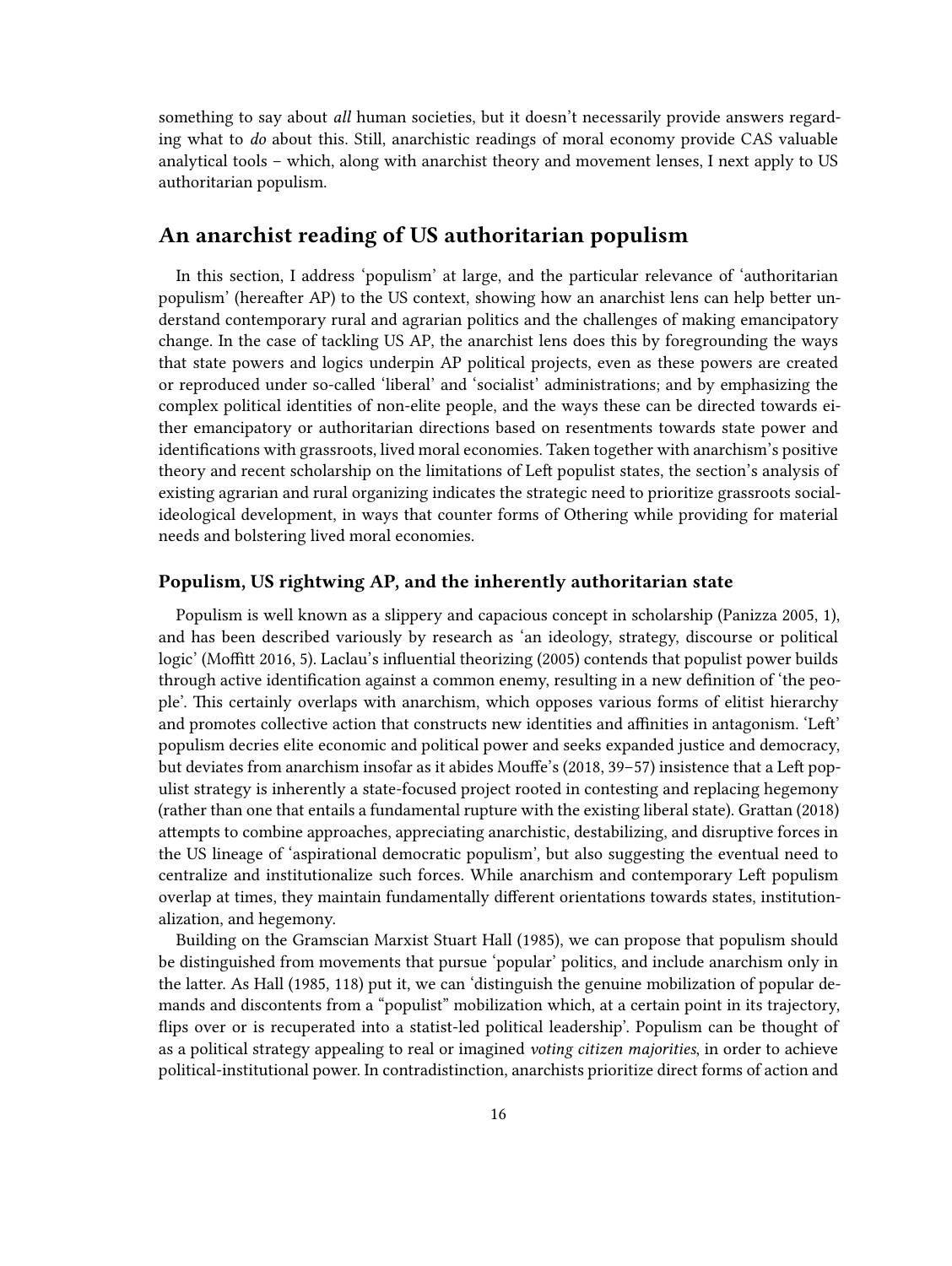something to say about *all* human societies, but it doesn't necessarily provide answers regarding what to *do* about this. Still, anarchistic readings of moral economy provide CAS valuable analytical tools – which, along with anarchist theory and movement lenses, I next apply to US authoritarian populism.

## An anarchist reading of US authoritarian populism

In this section, I address 'populism' at large, and the particular relevance of 'authoritarian populism' (hereafter AP) to the US context, showing how an anarchist lens can help better understand contemporary rural and agrarian politics and the challenges of making emancipatory change. In the case of tackling US AP, the anarchist lens does this by foregrounding the ways that state powers and logics underpin AP political projects, even as these powers are created or reproduced under so-called 'liberal' and 'socialist' administrations; and by emphasizing the complex political identities of non-elite people, and the ways these can be directed towards either emancipatory or authoritarian directions based on resentments towards state power and identifications with grassroots, lived moral economies. Taken together with anarchism's positive theory and recent scholarship on the limitations of Left populist states, the section's analysis of existing agrarian and rural organizing indicates the strategic need to prioritize grassroots social-ideological development, in ways that counter forms of Othering while providing for material needs and bolstering lived moral economies.

### Populism, US rightwing AP, and the inherently authoritarian state

Populism is well known as a slippery and capacious concept in scholarship (Panizza 2005, 1), and has been described variously by research as 'an ideology, strategy, discourse or political logic' (Moffitt 2016, 5). Laclau's influential theorizing (2005) contends that populist power builds through active identification against a common enemy, resulting in a new definition of 'the people'. This certainly overlaps with anarchism, which opposes various forms of elitist hierarchy and promotes collective action that constructs new identities and affinities in antagonism. 'Left' populism decries elite economic and political power and seeks expanded justice and democracy, but deviates from anarchism insofar as it abides Mouffe's (2018, 39–57) insistence that a Left populist strategy is inherently a state-focused project rooted in contesting and replacing hegemony (rather than one that entails a fundamental rupture with the existing liberal state). Grattan (2018) attempts to combine approaches, appreciating anarchistic, destabilizing, and disruptive forces in the US lineage of 'aspirational democratic populism', but also suggesting the eventual need to centralize and institutionalize such forces. While anarchism and contemporary Left populism overlap at times, they maintain fundamentally different orientations towards states, institutionalization, and hegemony.

Building on the Gramscian Marxist Stuart Hall (1985), we can propose that populism should be distinguished from movements that pursue 'popular' politics, and include anarchism only in the latter. As Hall (1985, 118) put it, we can 'distinguish the genuine mobilization of popular demands and discontents from a "populist" mobilization which, at a certain point in its trajectory, flips over or is recuperated into a statist-led political leadership'. Populism can be thought of as a political strategy appealing to real or imagined *voting citizen majorities*, in order to achieve political-institutional power. In contradistinction, anarchists prioritize direct forms of action and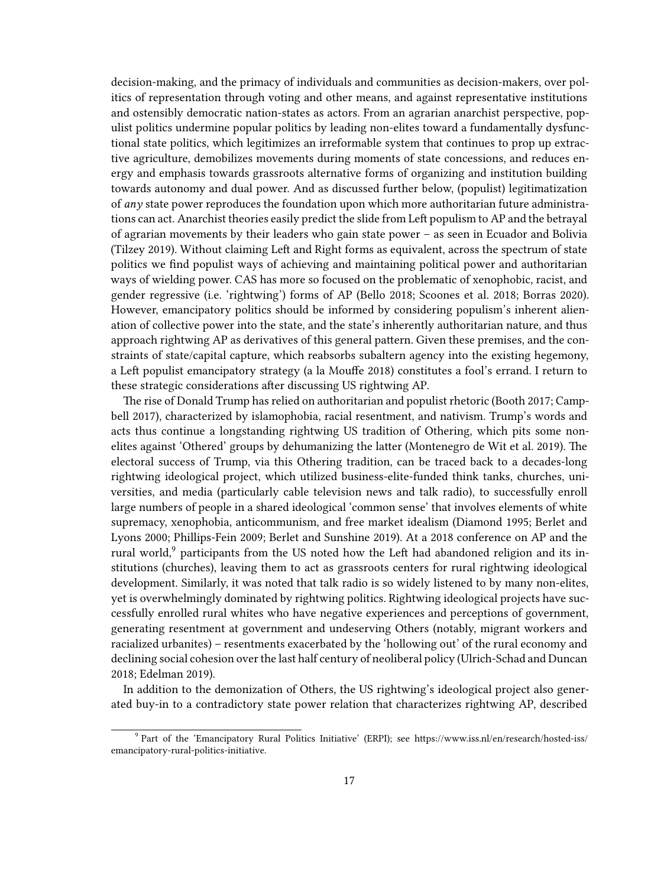decision-making, and the primacy of individuals and communities as decision-makers, over politics of representation through voting and other means, and against representative institutions and ostensibly democratic nation-states as actors. From an agrarian anarchist perspective, populist politics undermine popular politics by leading non-elites toward a fundamentally dysfunctional state politics, which legitimizes an irreformable system that continues to prop up extractive agriculture, demobilizes movements during moments of state concessions, and reduces energy and emphasis towards grassroots alternative forms of organizing and institution building towards autonomy and dual power. And as discussed further below, (populist) legitimatization of *any* state power reproduces the foundation upon which more authoritarian future administrations can act. Anarchist theories easily predict the slide from Left populism to AP and the betrayal of agrarian movements by their leaders who gain state power – as seen in Ecuador and Bolivia (Tilzey 2019). Without claiming Left and Right forms as equivalent, across the spectrum of state politics we find populist ways of achieving and maintaining political power and authoritarian ways of wielding power. CAS has more so focused on the problematic of xenophobic, racist, and gender regressive (i.e. 'rightwing') forms of AP (Bello 2018; Scoones et al. 2018; Borras 2020). However, emancipatory politics should be informed by considering populism's inherent alienation of collective power into the state, and the state's inherently authoritarian nature, and thus approach rightwing AP as derivatives of this general pattern. Given these premises, and the constraints of state/capital capture, which reabsorbs subaltern agency into the existing hegemony, a Left populist emancipatory strategy (a la Mouffe 2018) constitutes a fool's errand. I return to these strategic considerations after discussing US rightwing AP.

The rise of Donald Trump has relied on authoritarian and populist rhetoric (Booth 2017; Campbell 2017), characterized by islamophobia, racial resentment, and nativism. Trump's words and acts thus continue a longstanding rightwing US tradition of Othering, which pits some non-elites against 'Othered' groups by dehumanizing the latter (Montenegro de Wit et al. 2019). The electoral success of Trump, via this Othering tradition, can be traced back to a decades-long rightwing ideological project, which utilized business-elite-funded think tanks, churches, universities, and media (particularly cable television news and talk radio), to successfully enroll large numbers of people in a shared ideological 'common sense' that involves elements of white supremacy, xenophobia, anticommunism, and free market idealism (Diamond 1995; Berlet and Lyons 2000; Phillips-Fein 2009; Berlet and Sunshine 2019). At a 2018 conference on AP and the rural world,[9] participants from the US noted how the Left had abandoned religion and its institutions (churches), leaving them to act as grassroots centers for rural rightwing ideological development. Similarly, it was noted that talk radio is so widely listened to by many non-elites, yet is overwhelmingly dominated by rightwing politics. Rightwing ideological projects have successfully enrolled rural whites who have negative experiences and perceptions of government, generating resentment at government and undeserving Others (notably, migrant workers and racialized urbanites) – resentments exacerbated by the 'hollowing out' of the rural economy and declining social cohesion over the last half century of neoliberal policy (Ulrich-Schad and Duncan 2018; Edelman 2019).

In addition to the demonization of Others, the US rightwing's ideological project also generated buy-in to a contradictory state power relation that characterizes rightwing AP, described

[9] Part of the 'Emancipatory Rural Politics Initiative' (ERPI); see https://www.iss.nl/en/research/hosted-iss/emancipatory-rural-politics-initiative.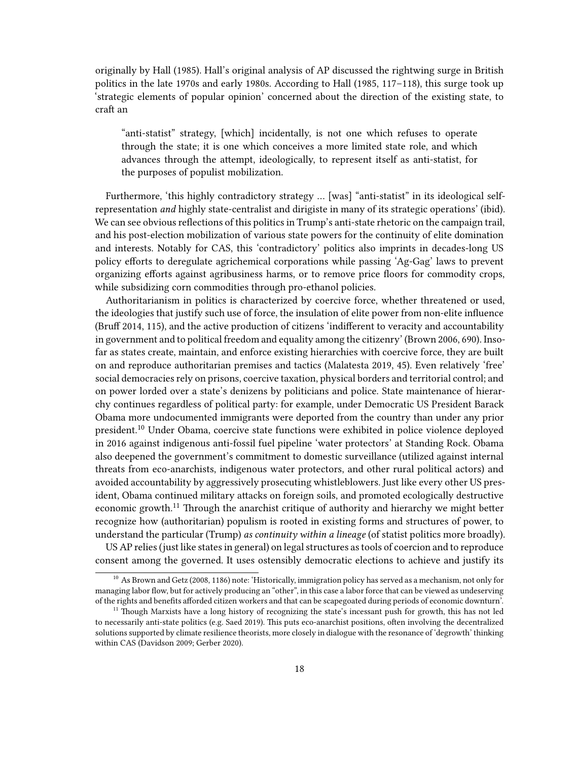originally by Hall (1985). Hall's original analysis of AP discussed the rightwing surge in British politics in the late 1970s and early 1980s. According to Hall (1985, 117–118), this surge took up 'strategic elements of popular opinion' concerned about the direction of the existing state, to craft an

> "anti-statist" strategy, [which] incidentally, is not one which refuses to operate through the state; it is one which conceives a more limited state role, and which advances through the attempt, ideologically, to represent itself as anti-statist, for the purposes of populist mobilization.

Furthermore, 'this highly contradictory strategy … [was] "anti-statist" in its ideological self-representation *and* highly state-centralist and dirigiste in many of its strategic operations' (ibid). We can see obvious reflections of this politics in Trump's anti-state rhetoric on the campaign trail, and his post-election mobilization of various state powers for the continuity of elite domination and interests. Notably for CAS, this 'contradictory' politics also imprints in decades-long US policy efforts to deregulate agrichemical corporations while passing 'Ag-Gag' laws to prevent organizing efforts against agribusiness harms, or to remove price floors for commodity crops, while subsidizing corn commodities through pro-ethanol policies.

Authoritarianism in politics is characterized by coercive force, whether threatened or used, the ideologies that justify such use of force, the insulation of elite power from non-elite influence (Bruff 2014, 115), and the active production of citizens 'indifferent to veracity and accountability in government and to political freedom and equality among the citizenry' (Brown 2006, 690). Insofar as states create, maintain, and enforce existing hierarchies with coercive force, they are built on and reproduce authoritarian premises and tactics (Malatesta 2019, 45). Even relatively 'free' social democracies rely on prisons, coercive taxation, physical borders and territorial control; and on power lorded over a state's denizens by politicians and police. State maintenance of hierarchy continues regardless of political party: for example, under Democratic US President Barack Obama more undocumented immigrants were deported from the country than under any prior president.[10] Under Obama, coercive state functions were exhibited in police violence deployed in 2016 against indigenous anti-fossil fuel pipeline 'water protectors' at Standing Rock. Obama also deepened the government's commitment to domestic surveillance (utilized against internal threats from eco-anarchists, indigenous water protectors, and other rural political actors) and avoided accountability by aggressively prosecuting whistleblowers. Just like every other US president, Obama continued military attacks on foreign soils, and promoted ecologically destructive economic growth.[11] Through the anarchist critique of authority and hierarchy we might better recognize how (authoritarian) populism is rooted in existing forms and structures of power, to understand the particular (Trump) *as continuity within a lineage* (of statist politics more broadly).

US AP relies (just like states in general) on legal structures as tools of coercion and to reproduce consent among the governed. It uses ostensibly democratic elections to achieve and justify its

---

[10] As Brown and Getz (2008, 1186) note: 'Historically, immigration policy has served as a mechanism, not only for managing labor flow, but for actively producing an "other", in this case a labor force that can be viewed as undeserving of the rights and benefits afforded citizen workers and that can be scapegoated during periods of economic downturn'.

[11] Though Marxists have a long history of recognizing the state's incessant push for growth, this has not led to necessarily anti-state politics (e.g. Saed 2019). This puts eco-anarchist positions, often involving the decentralized solutions supported by climate resilience theorists, more closely in dialogue with the resonance of 'degrowth' thinking within CAS (Davidson 2009; Gerber 2020).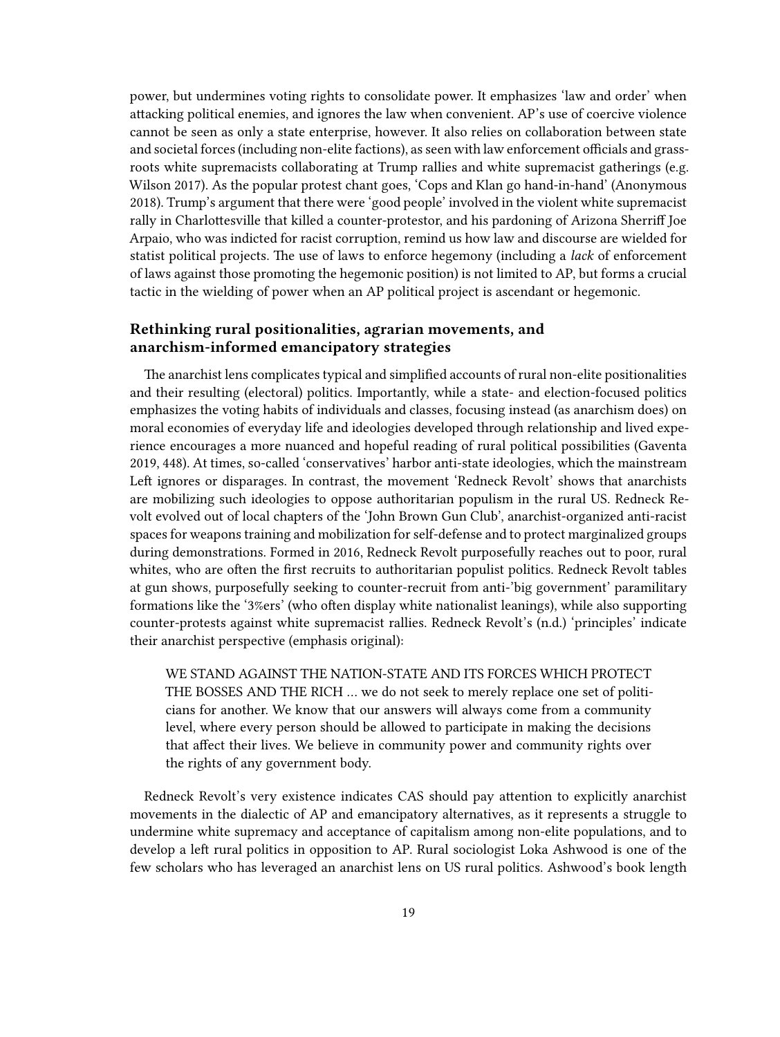power, but undermines voting rights to consolidate power. It emphasizes 'law and order' when attacking political enemies, and ignores the law when convenient. AP's use of coercive violence cannot be seen as only a state enterprise, however. It also relies on collaboration between state and societal forces (including non-elite factions), as seen with law enforcement officials and grassroots white supremacists collaborating at Trump rallies and white supremacist gatherings (e.g. Wilson 2017). As the popular protest chant goes, 'Cops and Klan go hand-in-hand' (Anonymous 2018). Trump's argument that there were 'good people' involved in the violent white supremacist rally in Charlottesville that killed a counter-protestor, and his pardoning of Arizona Sherriff Joe Arpaio, who was indicted for racist corruption, remind us how law and discourse are wielded for statist political projects. The use of laws to enforce hegemony (including a *lack* of enforcement of laws against those promoting the hegemonic position) is not limited to AP, but forms a crucial tactic in the wielding of power when an AP political project is ascendant or hegemonic.

### Rethinking rural positionalities, agrarian movements, and anarchism-informed emancipatory strategies

The anarchist lens complicates typical and simplified accounts of rural non-elite positionalities and their resulting (electoral) politics. Importantly, while a state- and election-focused politics emphasizes the voting habits of individuals and classes, focusing instead (as anarchism does) on moral economies of everyday life and ideologies developed through relationship and lived experience encourages a more nuanced and hopeful reading of rural political possibilities (Gaventa 2019, 448). At times, so-called 'conservatives' harbor anti-state ideologies, which the mainstream Left ignores or disparages. In contrast, the movement 'Redneck Revolt' shows that anarchists are mobilizing such ideologies to oppose authoritarian populism in the rural US. Redneck Revolt evolved out of local chapters of the 'John Brown Gun Club', anarchist-organized anti-racist spaces for weapons training and mobilization for self-defense and to protect marginalized groups during demonstrations. Formed in 2016, Redneck Revolt purposefully reaches out to poor, rural whites, who are often the first recruits to authoritarian populist politics. Redneck Revolt tables at gun shows, purposefully seeking to counter-recruit from anti-'big government' paramilitary formations like the '3%ers' (who often display white nationalist leanings), while also supporting counter-protests against white supremacist rallies. Redneck Revolt's (n.d.) 'principles' indicate their anarchist perspective (emphasis original):

> WE STAND AGAINST THE NATION-STATE AND ITS FORCES WHICH PROTECT THE BOSSES AND THE RICH … we do not seek to merely replace one set of politicians for another. We know that our answers will always come from a community level, where every person should be allowed to participate in making the decisions that affect their lives. We believe in community power and community rights over the rights of any government body.

Redneck Revolt's very existence indicates CAS should pay attention to explicitly anarchist movements in the dialectic of AP and emancipatory alternatives, as it represents a struggle to undermine white supremacy and acceptance of capitalism among non-elite populations, and to develop a left rural politics in opposition to AP. Rural sociologist Loka Ashwood is one of the few scholars who has leveraged an anarchist lens on US rural politics. Ashwood's book length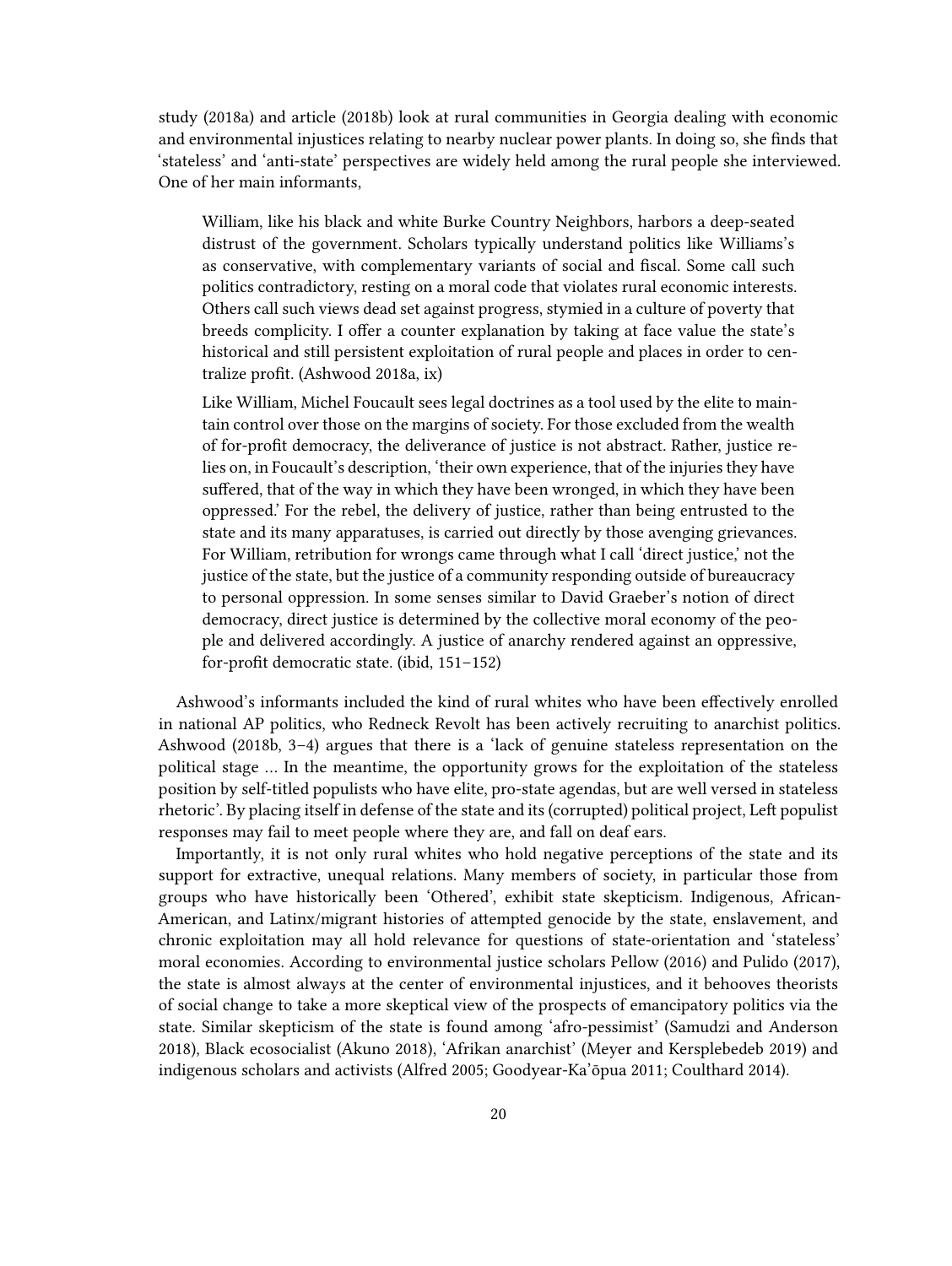study (2018a) and article (2018b) look at rural communities in Georgia dealing with economic and environmental injustices relating to nearby nuclear power plants. In doing so, she finds that 'stateless' and 'anti-state' perspectives are widely held among the rural people she interviewed. One of her main informants,

> William, like his black and white Burke Country Neighbors, harbors a deep-seated distrust of the government. Scholars typically understand politics like Williams's as conservative, with complementary variants of social and fiscal. Some call such politics contradictory, resting on a moral code that violates rural economic interests. Others call such views dead set against progress, stymied in a culture of poverty that breeds complicity. I offer a counter explanation by taking at face value the state's historical and still persistent exploitation of rural people and places in order to centralize profit. (Ashwood 2018a, ix)
>
> Like William, Michel Foucault sees legal doctrines as a tool used by the elite to maintain control over those on the margins of society. For those excluded from the wealth of for-profit democracy, the deliverance of justice is not abstract. Rather, justice relies on, in Foucault's description, 'their own experience, that of the injuries they have suffered, that of the way in which they have been wronged, in which they have been oppressed.' For the rebel, the delivery of justice, rather than being entrusted to the state and its many apparatuses, is carried out directly by those avenging grievances. For William, retribution for wrongs came through what I call 'direct justice,' not the justice of the state, but the justice of a community responding outside of bureaucracy to personal oppression. In some senses similar to David Graeber's notion of direct democracy, direct justice is determined by the collective moral economy of the people and delivered accordingly. A justice of anarchy rendered against an oppressive, for-profit democratic state. (ibid, 151–152)

Ashwood's informants included the kind of rural whites who have been effectively enrolled in national AP politics, who Redneck Revolt has been actively recruiting to anarchist politics. Ashwood (2018b, 3–4) argues that there is a 'lack of genuine stateless representation on the political stage … In the meantime, the opportunity grows for the exploitation of the stateless position by self-titled populists who have elite, pro-state agendas, but are well versed in stateless rhetoric'. By placing itself in defense of the state and its (corrupted) political project, Left populist responses may fail to meet people where they are, and fall on deaf ears.

Importantly, it is not only rural whites who hold negative perceptions of the state and its support for extractive, unequal relations. Many members of society, in particular those from groups who have historically been 'Othered', exhibit state skepticism. Indigenous, African-American, and Latinx/migrant histories of attempted genocide by the state, enslavement, and chronic exploitation may all hold relevance for questions of state-orientation and 'stateless' moral economies. According to environmental justice scholars Pellow (2016) and Pulido (2017), the state is almost always at the center of environmental injustices, and it behooves theorists of social change to take a more skeptical view of the prospects of emancipatory politics via the state. Similar skepticism of the state is found among 'afro-pessimist' (Samudzi and Anderson 2018), Black ecosocialist (Akuno 2018), 'Afrikan anarchist' (Meyer and Kersplebedeb 2019) and indigenous scholars and activists (Alfred 2005; Goodyear-Ka'ōpua 2011; Coulthard 2014).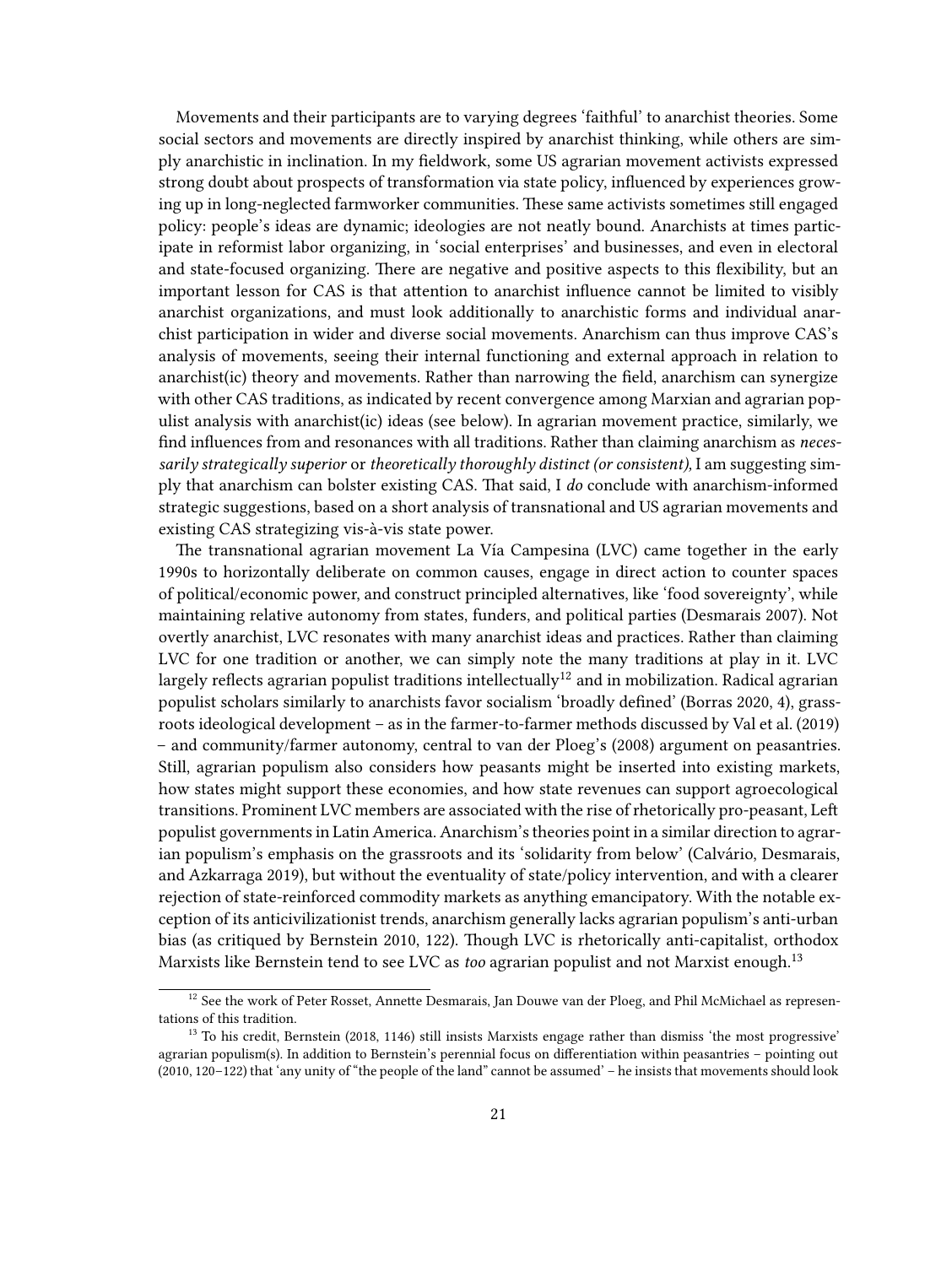Movements and their participants are to varying degrees 'faithful' to anarchist theories. Some social sectors and movements are directly inspired by anarchist thinking, while others are simply anarchistic in inclination. In my fieldwork, some US agrarian movement activists expressed strong doubt about prospects of transformation via state policy, influenced by experiences growing up in long-neglected farmworker communities. These same activists sometimes still engaged policy: people's ideas are dynamic; ideologies are not neatly bound. Anarchists at times participate in reformist labor organizing, in 'social enterprises' and businesses, and even in electoral and state-focused organizing. There are negative and positive aspects to this flexibility, but an important lesson for CAS is that attention to anarchist influence cannot be limited to visibly anarchist organizations, and must look additionally to anarchistic forms and individual anarchist participation in wider and diverse social movements. Anarchism can thus improve CAS's analysis of movements, seeing their internal functioning and external approach in relation to anarchist(ic) theory and movements. Rather than narrowing the field, anarchism can synergize with other CAS traditions, as indicated by recent convergence among Marxian and agrarian populist analysis with anarchist(ic) ideas (see below). In agrarian movement practice, similarly, we find influences from and resonances with all traditions. Rather than claiming anarchism as *necessarily strategically superior* or *theoretically thoroughly distinct (or consistent),* I am suggesting simply that anarchism can bolster existing CAS. That said, I *do* conclude with anarchism-informed strategic suggestions, based on a short analysis of transnational and US agrarian movements and existing CAS strategizing vis-à-vis state power.

The transnational agrarian movement La Vía Campesina (LVC) came together in the early 1990s to horizontally deliberate on common causes, engage in direct action to counter spaces of political/economic power, and construct principled alternatives, like 'food sovereignty', while maintaining relative autonomy from states, funders, and political parties (Desmarais 2007). Not overtly anarchist, LVC resonates with many anarchist ideas and practices. Rather than claiming LVC for one tradition or another, we can simply note the many traditions at play in it. LVC largely reflects agrarian populist traditions intellectually[12] and in mobilization. Radical agrarian populist scholars similarly to anarchists favor socialism 'broadly defined' (Borras 2020, 4), grassroots ideological development – as in the farmer-to-farmer methods discussed by Val et al. (2019) – and community/farmer autonomy, central to van der Ploeg's (2008) argument on peasantries. Still, agrarian populism also considers how peasants might be inserted into existing markets, how states might support these economies, and how state revenues can support agroecological transitions. Prominent LVC members are associated with the rise of rhetorically pro-peasant, Left populist governments in Latin America. Anarchism's theories point in a similar direction to agrarian populism's emphasis on the grassroots and its 'solidarity from below' (Calvário, Desmarais, and Azkarraga 2019), but without the eventuality of state/policy intervention, and with a clearer rejection of state-reinforced commodity markets as anything emancipatory. With the notable exception of its anticivilizationist trends, anarchism generally lacks agrarian populism's anti-urban bias (as critiqued by Bernstein 2010, 122). Though LVC is rhetorically anti-capitalist, orthodox Marxists like Bernstein tend to see LVC as *too* agrarian populist and not Marxist enough.[13]

[12] See the work of Peter Rosset, Annette Desmarais, Jan Douwe van der Ploeg, and Phil McMichael as representations of this tradition.

[13] To his credit, Bernstein (2018, 1146) still insists Marxists engage rather than dismiss 'the most progressive' agrarian populism(s). In addition to Bernstein's perennial focus on differentiation within peasantries – pointing out (2010, 120–122) that 'any unity of "the people of the land" cannot be assumed' – he insists that movements should look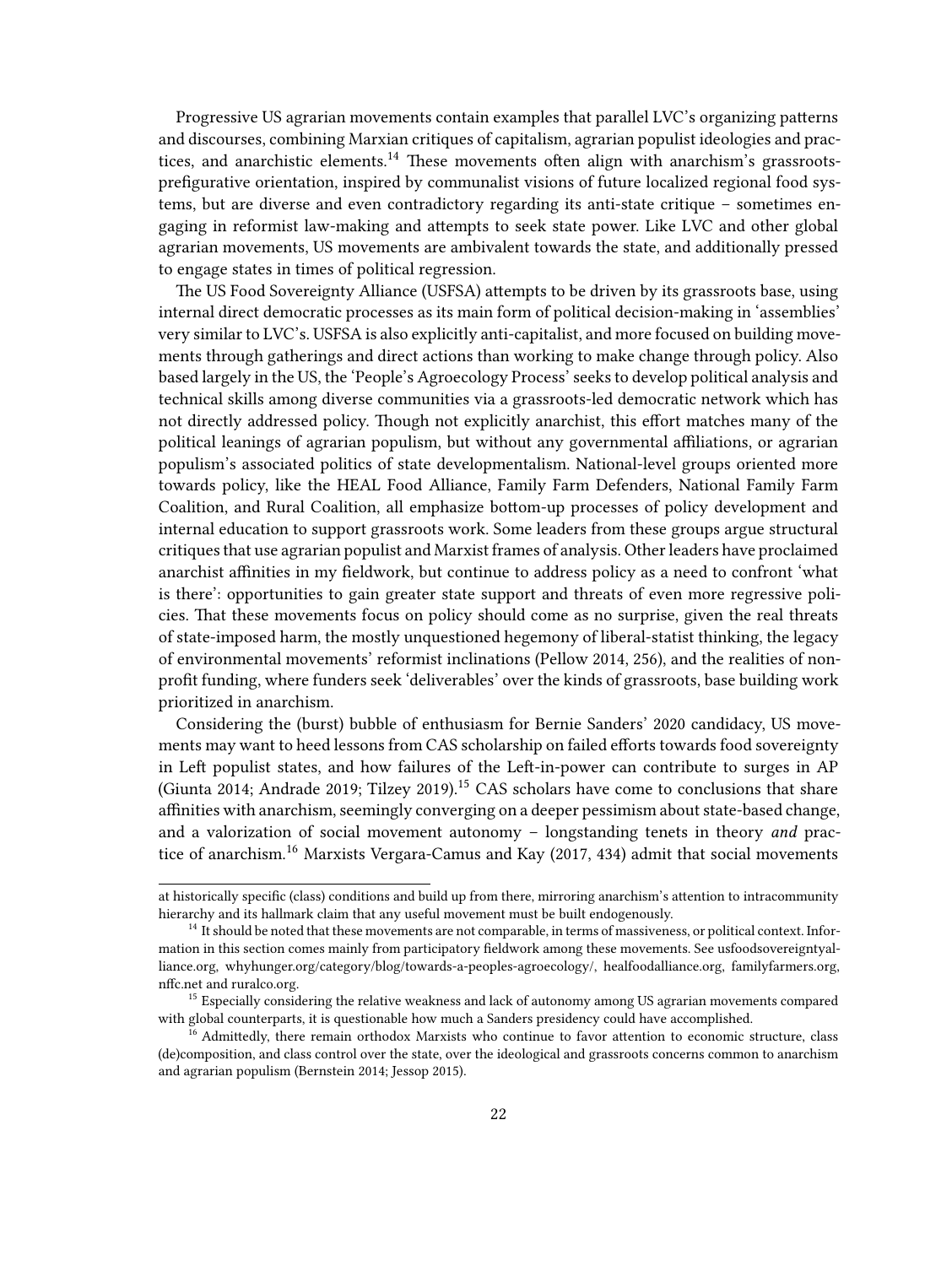Progressive US agrarian movements contain examples that parallel LVC's organizing patterns and discourses, combining Marxian critiques of capitalism, agrarian populist ideologies and practices, and anarchistic elements.[14] These movements often align with anarchism's grassroots-prefigurative orientation, inspired by communalist visions of future localized regional food systems, but are diverse and even contradictory regarding its anti-state critique – sometimes engaging in reformist law-making and attempts to seek state power. Like LVC and other global agrarian movements, US movements are ambivalent towards the state, and additionally pressed to engage states in times of political regression.

The US Food Sovereignty Alliance (USFSA) attempts to be driven by its grassroots base, using internal direct democratic processes as its main form of political decision-making in 'assemblies' very similar to LVC's. USFSA is also explicitly anti-capitalist, and more focused on building movements through gatherings and direct actions than working to make change through policy. Also based largely in the US, the 'People's Agroecology Process' seeks to develop political analysis and technical skills among diverse communities via a grassroots-led democratic network which has not directly addressed policy. Though not explicitly anarchist, this effort matches many of the political leanings of agrarian populism, but without any governmental affiliations, or agrarian populism's associated politics of state developmentalism. National-level groups oriented more towards policy, like the HEAL Food Alliance, Family Farm Defenders, National Family Farm Coalition, and Rural Coalition, all emphasize bottom-up processes of policy development and internal education to support grassroots work. Some leaders from these groups argue structural critiques that use agrarian populist and Marxist frames of analysis. Other leaders have proclaimed anarchist affinities in my fieldwork, but continue to address policy as a need to confront 'what is there': opportunities to gain greater state support and threats of even more regressive policies. That these movements focus on policy should come as no surprise, given the real threats of state-imposed harm, the mostly unquestioned hegemony of liberal-statist thinking, the legacy of environmental movements' reformist inclinations (Pellow 2014, 256), and the realities of non-profit funding, where funders seek 'deliverables' over the kinds of grassroots, base building work prioritized in anarchism.

Considering the (burst) bubble of enthusiasm for Bernie Sanders' 2020 candidacy, US movements may want to heed lessons from CAS scholarship on failed efforts towards food sovereignty in Left populist states, and how failures of the Left-in-power can contribute to surges in AP (Giunta 2014; Andrade 2019; Tilzey 2019).[15] CAS scholars have come to conclusions that share affinities with anarchism, seemingly converging on a deeper pessimism about state-based change, and a valorization of social movement autonomy – longstanding tenets in theory *and* practice of anarchism.[16] Marxists Vergara-Camus and Kay (2017, 434) admit that social movements

---

at historically specific (class) conditions and build up from there, mirroring anarchism's attention to intracommunity hierarchy and its hallmark claim that any useful movement must be built endogenously.

[14] It should be noted that these movements are not comparable, in terms of massiveness, or political context. Information in this section comes mainly from participatory fieldwork among these movements. See usfoodsovereigntyalliance.org, whyhunger.org/category/blog/towards-a-peoples-agroecology/, healfoodalliance.org, familyfarmers.org, nffc.net and ruralco.org.

[15] Especially considering the relative weakness and lack of autonomy among US agrarian movements compared with global counterparts, it is questionable how much a Sanders presidency could have accomplished.

[16] Admittedly, there remain orthodox Marxists who continue to favor attention to economic structure, class (de)composition, and class control over the state, over the ideological and grassroots concerns common to anarchism and agrarian populism (Bernstein 2014; Jessop 2015).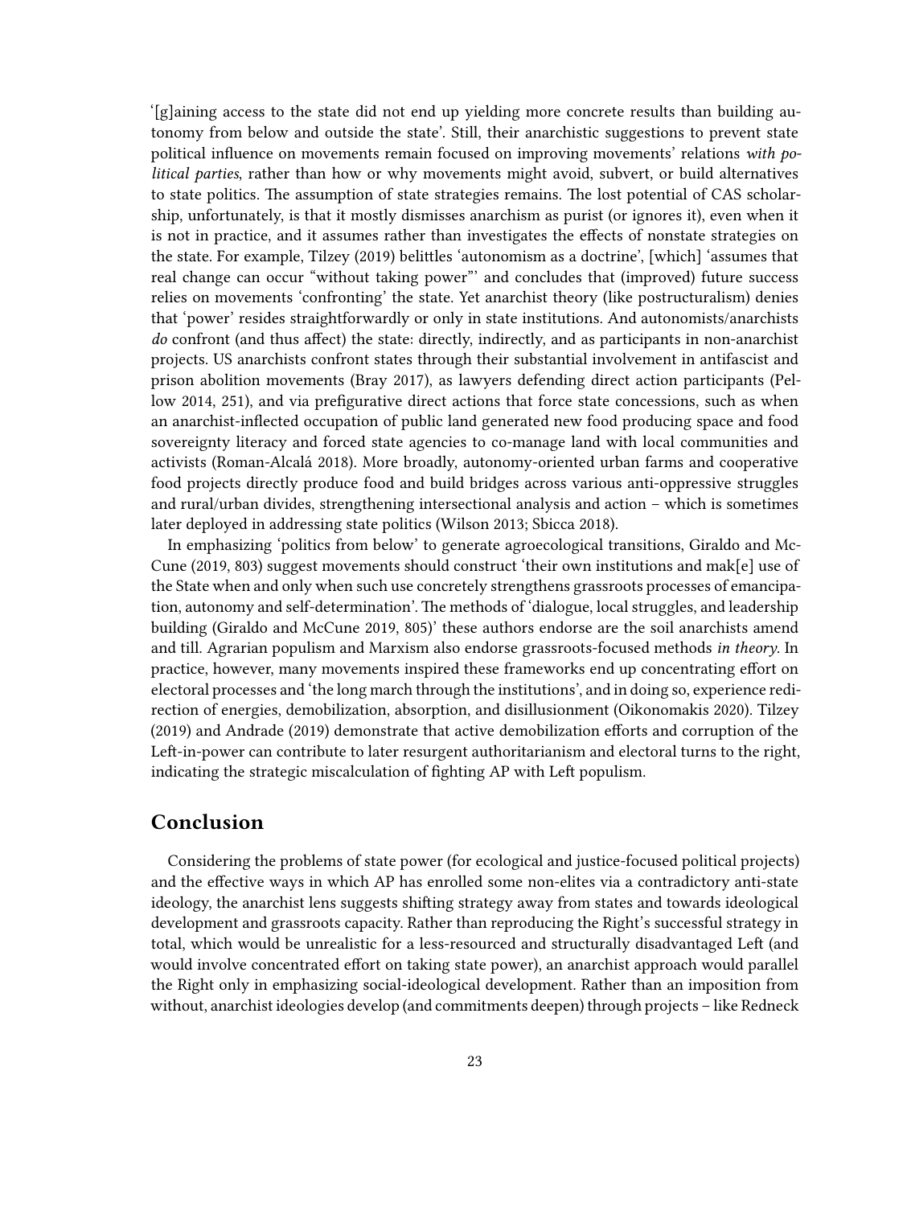'[g]aining access to the state did not end up yielding more concrete results than building autonomy from below and outside the state'. Still, their anarchistic suggestions to prevent state political influence on movements remain focused on improving movements' relations *with political parties*, rather than how or why movements might avoid, subvert, or build alternatives to state politics. The assumption of state strategies remains. The lost potential of CAS scholarship, unfortunately, is that it mostly dismisses anarchism as purist (or ignores it), even when it is not in practice, and it assumes rather than investigates the effects of nonstate strategies on the state. For example, Tilzey (2019) belittles 'autonomism as a doctrine', [which] 'assumes that real change can occur "without taking power"' and concludes that (improved) future success relies on movements 'confronting' the state. Yet anarchist theory (like postructuralism) denies that 'power' resides straightforwardly or only in state institutions. And autonomists/anarchists *do* confront (and thus affect) the state: directly, indirectly, and as participants in non-anarchist projects. US anarchists confront states through their substantial involvement in antifascist and prison abolition movements (Bray 2017), as lawyers defending direct action participants (Pellow 2014, 251), and via prefigurative direct actions that force state concessions, such as when an anarchist-inflected occupation of public land generated new food producing space and food sovereignty literacy and forced state agencies to co-manage land with local communities and activists (Roman-Alcalá 2018). More broadly, autonomy-oriented urban farms and cooperative food projects directly produce food and build bridges across various anti-oppressive struggles and rural/urban divides, strengthening intersectional analysis and action – which is sometimes later deployed in addressing state politics (Wilson 2013; Sbicca 2018).

In emphasizing 'politics from below' to generate agroecological transitions, Giraldo and McCune (2019, 803) suggest movements should construct 'their own institutions and mak[e] use of the State when and only when such use concretely strengthens grassroots processes of emancipation, autonomy and self-determination'. The methods of 'dialogue, local struggles, and leadership building (Giraldo and McCune 2019, 805)' these authors endorse are the soil anarchists amend and till. Agrarian populism and Marxism also endorse grassroots-focused methods *in theory*. In practice, however, many movements inspired these frameworks end up concentrating effort on electoral processes and 'the long march through the institutions', and in doing so, experience redirection of energies, demobilization, absorption, and disillusionment (Oikonomakis 2020). Tilzey (2019) and Andrade (2019) demonstrate that active demobilization efforts and corruption of the Left-in-power can contribute to later resurgent authoritarianism and electoral turns to the right, indicating the strategic miscalculation of fighting AP with Left populism.

## Conclusion

Considering the problems of state power (for ecological and justice-focused political projects) and the effective ways in which AP has enrolled some non-elites via a contradictory anti-state ideology, the anarchist lens suggests shifting strategy away from states and towards ideological development and grassroots capacity. Rather than reproducing the Right's successful strategy in total, which would be unrealistic for a less-resourced and structurally disadvantaged Left (and would involve concentrated effort on taking state power), an anarchist approach would parallel the Right only in emphasizing social-ideological development. Rather than an imposition from without, anarchist ideologies develop (and commitments deepen) through projects – like Redneck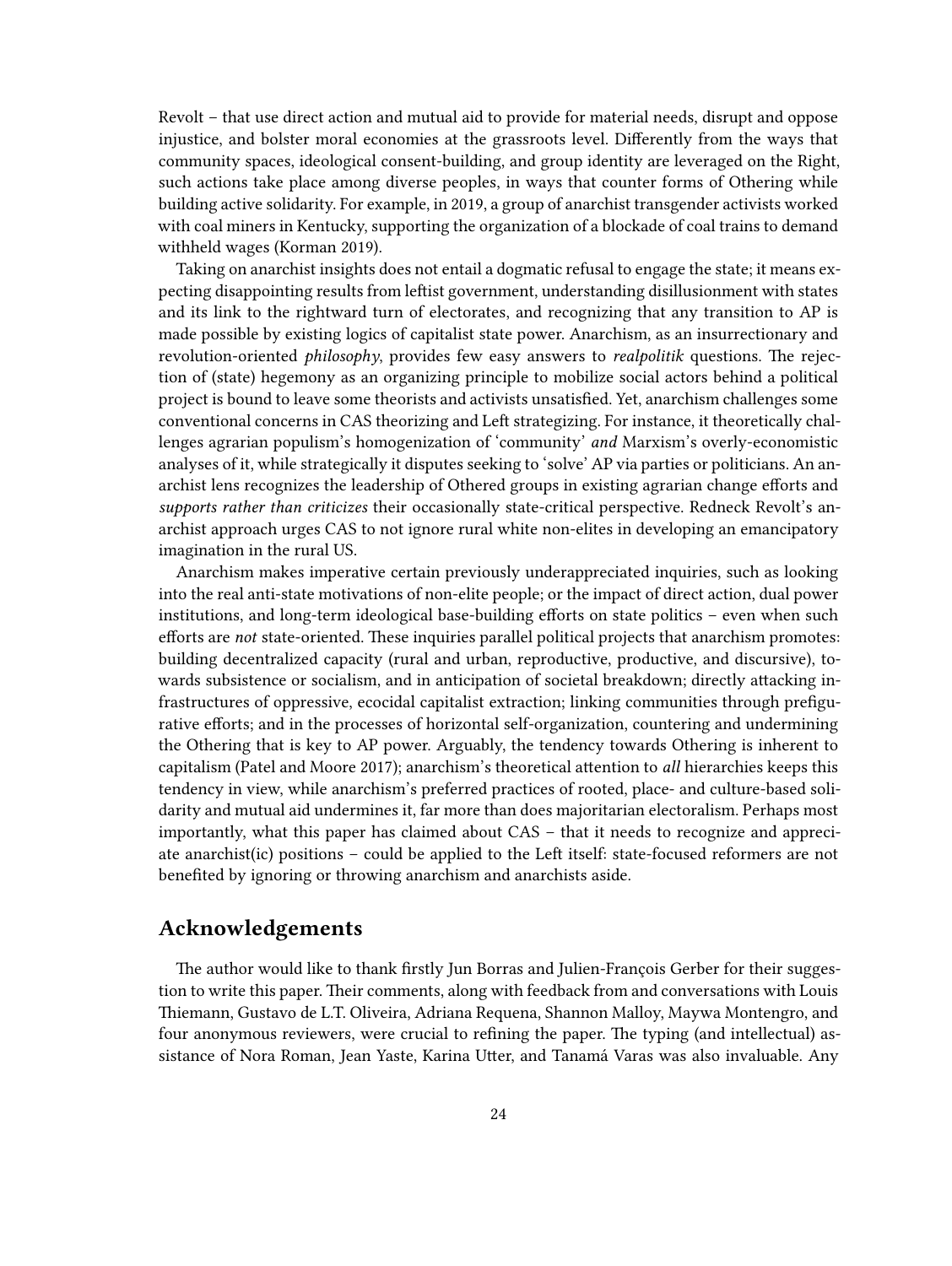Revolt – that use direct action and mutual aid to provide for material needs, disrupt and oppose injustice, and bolster moral economies at the grassroots level. Differently from the ways that community spaces, ideological consent-building, and group identity are leveraged on the Right, such actions take place among diverse peoples, in ways that counter forms of Othering while building active solidarity. For example, in 2019, a group of anarchist transgender activists worked with coal miners in Kentucky, supporting the organization of a blockade of coal trains to demand withheld wages (Korman 2019).

Taking on anarchist insights does not entail a dogmatic refusal to engage the state; it means expecting disappointing results from leftist government, understanding disillusionment with states and its link to the rightward turn of electorates, and recognizing that any transition to AP is made possible by existing logics of capitalist state power. Anarchism, as an insurrectionary and revolution-oriented *philosophy*, provides few easy answers to *realpolitik* questions. The rejection of (state) hegemony as an organizing principle to mobilize social actors behind a political project is bound to leave some theorists and activists unsatisfied. Yet, anarchism challenges some conventional concerns in CAS theorizing and Left strategizing. For instance, it theoretically challenges agrarian populism's homogenization of 'community' *and* Marxism's overly-economistic analyses of it, while strategically it disputes seeking to 'solve' AP via parties or politicians. An anarchist lens recognizes the leadership of Othered groups in existing agrarian change efforts and *supports rather than criticizes* their occasionally state-critical perspective. Redneck Revolt's anarchist approach urges CAS to not ignore rural white non-elites in developing an emancipatory imagination in the rural US.

Anarchism makes imperative certain previously underappreciated inquiries, such as looking into the real anti-state motivations of non-elite people; or the impact of direct action, dual power institutions, and long-term ideological base-building efforts on state politics – even when such efforts are *not* state-oriented. These inquiries parallel political projects that anarchism promotes: building decentralized capacity (rural and urban, reproductive, productive, and discursive), towards subsistence or socialism, and in anticipation of societal breakdown; directly attacking infrastructures of oppressive, ecocidal capitalist extraction; linking communities through prefigurative efforts; and in the processes of horizontal self-organization, countering and undermining the Othering that is key to AP power. Arguably, the tendency towards Othering is inherent to capitalism (Patel and Moore 2017); anarchism's theoretical attention to *all* hierarchies keeps this tendency in view, while anarchism's preferred practices of rooted, place- and culture-based solidarity and mutual aid undermines it, far more than does majoritarian electoralism. Perhaps most importantly, what this paper has claimed about CAS – that it needs to recognize and appreciate anarchist(ic) positions – could be applied to the Left itself: state-focused reformers are not benefited by ignoring or throwing anarchism and anarchists aside.

## Acknowledgements

The author would like to thank firstly Jun Borras and Julien-François Gerber for their suggestion to write this paper. Their comments, along with feedback from and conversations with Louis Thiemann, Gustavo de L.T. Oliveira, Adriana Requena, Shannon Malloy, Maywa Montengro, and four anonymous reviewers, were crucial to refining the paper. The typing (and intellectual) assistance of Nora Roman, Jean Yaste, Karina Utter, and Tanamá Varas was also invaluable. Any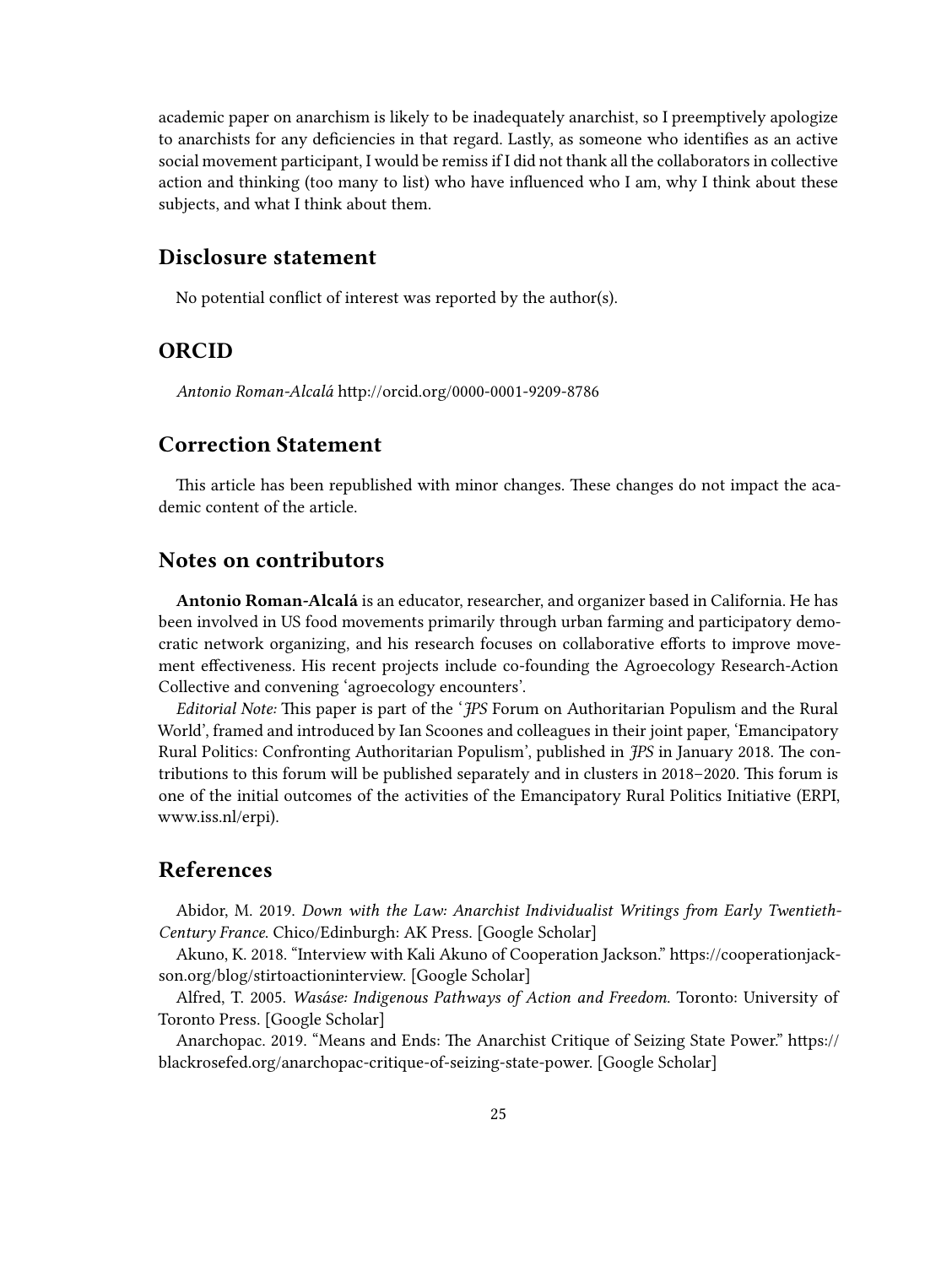academic paper on anarchism is likely to be inadequately anarchist, so I preemptively apologize to anarchists for any deficiencies in that regard. Lastly, as someone who identifies as an active social movement participant, I would be remiss if I did not thank all the collaborators in collective action and thinking (too many to list) who have influenced who I am, why I think about these subjects, and what I think about them.

## Disclosure statement

No potential conflict of interest was reported by the author(s).

## ORCID

*Antonio Roman-Alcalá* http://orcid.org/0000-0001-9209-8786

## Correction Statement

This article has been republished with minor changes. These changes do not impact the academic content of the article.

## Notes on contributors

**Antonio Roman-Alcalá** is an educator, researcher, and organizer based in California. He has been involved in US food movements primarily through urban farming and participatory democratic network organizing, and his research focuses on collaborative efforts to improve movement effectiveness. His recent projects include co-founding the Agroecology Research-Action Collective and convening 'agroecology encounters'.

*Editorial Note:* This paper is part of the '*JPS* Forum on Authoritarian Populism and the Rural World', framed and introduced by Ian Scoones and colleagues in their joint paper, 'Emancipatory Rural Politics: Confronting Authoritarian Populism', published in *JPS* in January 2018. The contributions to this forum will be published separately and in clusters in 2018–2020. This forum is one of the initial outcomes of the activities of the Emancipatory Rural Politics Initiative (ERPI, www.iss.nl/erpi).

## References

Abidor, M. 2019. *Down with the Law: Anarchist Individualist Writings from Early Twentieth-Century France*. Chico/Edinburgh: AK Press. [Google Scholar]

Akuno, K. 2018. "Interview with Kali Akuno of Cooperation Jackson." https://cooperationjackson.org/blog/stirtoactioninterview. [Google Scholar]

Alfred, T. 2005. *Wasáse: Indigenous Pathways of Action and Freedom*. Toronto: University of Toronto Press. [Google Scholar]

Anarchopac. 2019. "Means and Ends: The Anarchist Critique of Seizing State Power." https://blackrosefed.org/anarchopac-critique-of-seizing-state-power. [Google Scholar]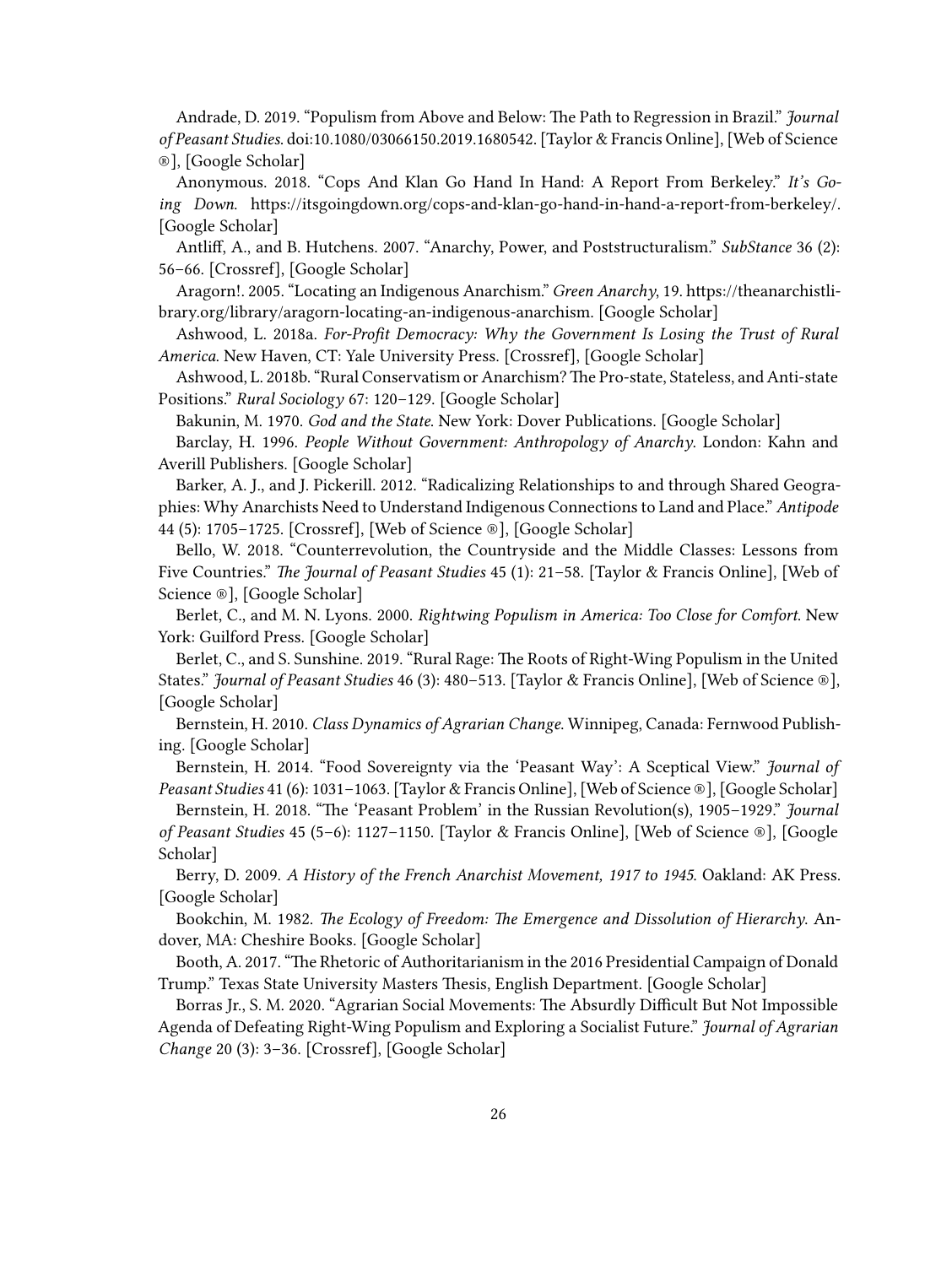Andrade, D. 2019. "Populism from Above and Below: The Path to Regression in Brazil." *Journal of Peasant Studies*. doi:10.1080/03066150.2019.1680542. [Taylor & Francis Online], [Web of Science ®], [Google Scholar]

Anonymous. 2018. "Cops And Klan Go Hand In Hand: A Report From Berkeley." *It's Going Down*. https://itsgoingdown.org/cops-and-klan-go-hand-in-hand-a-report-from-berkeley/. [Google Scholar]

Antliff, A., and B. Hutchens. 2007. "Anarchy, Power, and Poststructuralism." *SubStance* 36 (2): 56–66. [Crossref], [Google Scholar]

Aragorn!. 2005. "Locating an Indigenous Anarchism." *Green Anarchy*, 19. https://theanarchistlibrary.org/library/aragorn-locating-an-indigenous-anarchism. [Google Scholar]

Ashwood, L. 2018a. *For-Profit Democracy: Why the Government Is Losing the Trust of Rural America*. New Haven, CT: Yale University Press. [Crossref], [Google Scholar]

Ashwood, L. 2018b. "Rural Conservatism or Anarchism? The Pro-state, Stateless, and Anti-state Positions." *Rural Sociology* 67: 120–129. [Google Scholar]

Bakunin, M. 1970. *God and the State*. New York: Dover Publications. [Google Scholar]

Barclay, H. 1996. *People Without Government: Anthropology of Anarchy*. London: Kahn and Averill Publishers. [Google Scholar]

Barker, A. J., and J. Pickerill. 2012. "Radicalizing Relationships to and through Shared Geographies: Why Anarchists Need to Understand Indigenous Connections to Land and Place." *Antipode* 44 (5): 1705–1725. [Crossref], [Web of Science ®], [Google Scholar]

Bello, W. 2018. "Counterrevolution, the Countryside and the Middle Classes: Lessons from Five Countries." *The Journal of Peasant Studies* 45 (1): 21–58. [Taylor & Francis Online], [Web of Science ®], [Google Scholar]

Berlet, C., and M. N. Lyons. 2000. *Rightwing Populism in America: Too Close for Comfort*. New York: Guilford Press. [Google Scholar]

Berlet, C., and S. Sunshine. 2019. "Rural Rage: The Roots of Right-Wing Populism in the United States." *Journal of Peasant Studies* 46 (3): 480–513. [Taylor & Francis Online], [Web of Science ®], [Google Scholar]

Bernstein, H. 2010. *Class Dynamics of Agrarian Change*. Winnipeg, Canada: Fernwood Publishing. [Google Scholar]

Bernstein, H. 2014. "Food Sovereignty via the 'Peasant Way': A Sceptical View." *Journal of Peasant Studies* 41 (6): 1031–1063. [Taylor & Francis Online], [Web of Science ®], [Google Scholar]

Bernstein, H. 2018. "The 'Peasant Problem' in the Russian Revolution(s), 1905–1929." *Journal of Peasant Studies* 45 (5–6): 1127–1150. [Taylor & Francis Online], [Web of Science ®], [Google Scholar]

Berry, D. 2009. *A History of the French Anarchist Movement, 1917 to 1945*. Oakland: AK Press. [Google Scholar]

Bookchin, M. 1982. *The Ecology of Freedom: The Emergence and Dissolution of Hierarchy*. Andover, MA: Cheshire Books. [Google Scholar]

Booth, A. 2017. "The Rhetoric of Authoritarianism in the 2016 Presidential Campaign of Donald Trump." Texas State University Masters Thesis, English Department. [Google Scholar]

Borras Jr., S. M. 2020. "Agrarian Social Movements: The Absurdly Difficult But Not Impossible Agenda of Defeating Right-Wing Populism and Exploring a Socialist Future." *Journal of Agrarian Change* 20 (3): 3–36. [Crossref], [Google Scholar]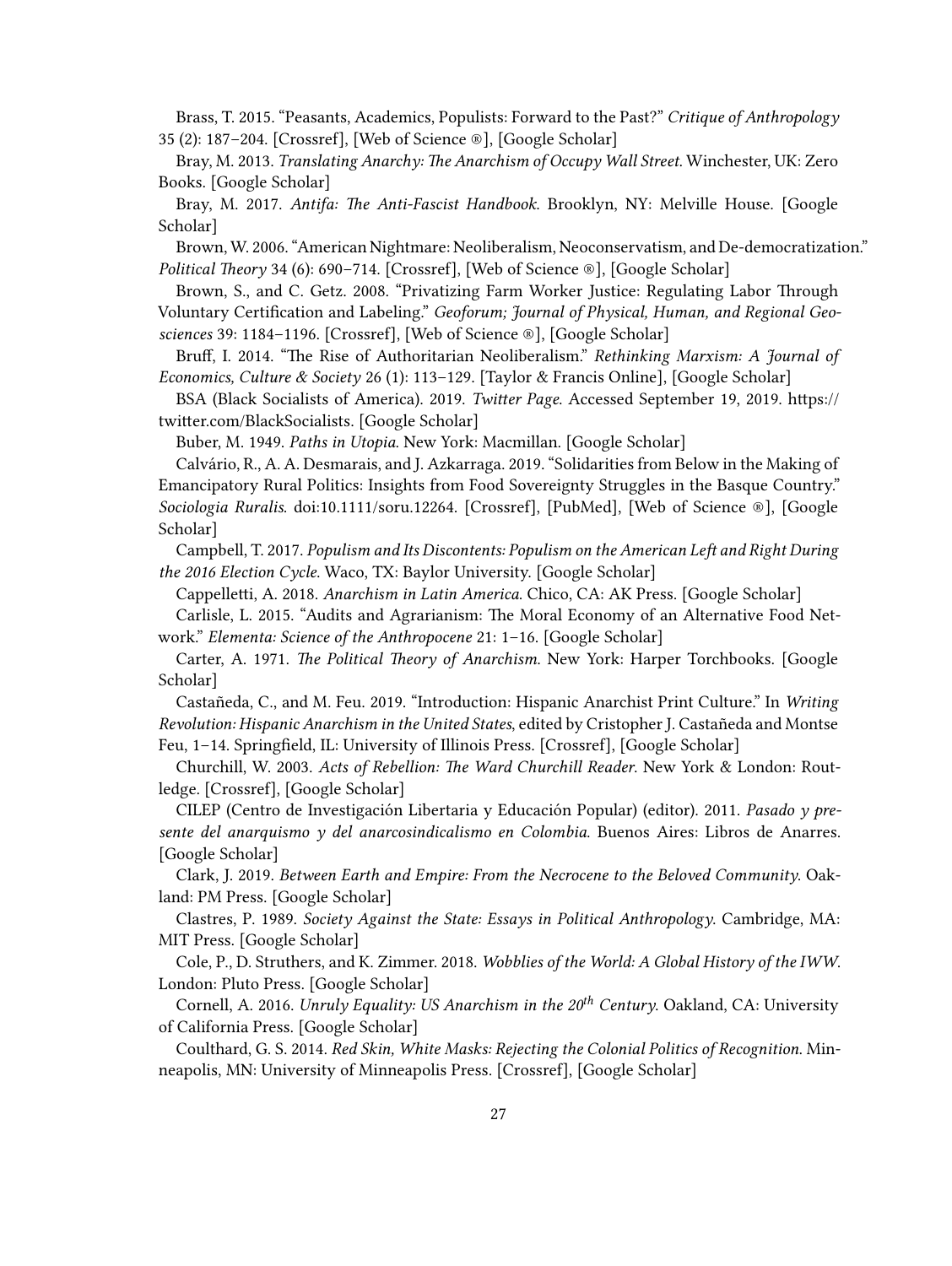Brass, T. 2015. "Peasants, Academics, Populists: Forward to the Past?" *Critique of Anthropology* 35 (2): 187–204. [Crossref], [Web of Science ®], [Google Scholar]

Bray, M. 2013. *Translating Anarchy: The Anarchism of Occupy Wall Street.* Winchester, UK: Zero Books. [Google Scholar]

Bray, M. 2017. *Antifa: The Anti-Fascist Handbook.* Brooklyn, NY: Melville House. [Google Scholar]

Brown, W. 2006. "American Nightmare: Neoliberalism, Neoconservatism, and De-democratization." *Political Theory* 34 (6): 690–714. [Crossref], [Web of Science ®], [Google Scholar]

Brown, S., and C. Getz. 2008. "Privatizing Farm Worker Justice: Regulating Labor Through Voluntary Certification and Labeling." *Geoforum; Journal of Physical, Human, and Regional Geosciences* 39: 1184–1196. [Crossref], [Web of Science ®], [Google Scholar]

Bruff, I. 2014. "The Rise of Authoritarian Neoliberalism." *Rethinking Marxism: A Journal of Economics, Culture & Society* 26 (1): 113–129. [Taylor & Francis Online], [Google Scholar]

BSA (Black Socialists of America). 2019. *Twitter Page*. Accessed September 19, 2019. https://twitter.com/BlackSocialists. [Google Scholar]

Buber, M. 1949. *Paths in Utopia*. New York: Macmillan. [Google Scholar]

Calvário, R., A. A. Desmarais, and J. Azkarraga. 2019. "Solidarities from Below in the Making of Emancipatory Rural Politics: Insights from Food Sovereignty Struggles in the Basque Country." *Sociologia Ruralis*. doi:10.1111/soru.12264. [Crossref], [PubMed], [Web of Science ®], [Google Scholar]

Campbell, T. 2017. *Populism and Its Discontents: Populism on the American Left and Right During the 2016 Election Cycle.* Waco, TX: Baylor University. [Google Scholar]

Cappelletti, A. 2018. *Anarchism in Latin America*. Chico, CA: AK Press. [Google Scholar]

Carlisle, L. 2015. "Audits and Agrarianism: The Moral Economy of an Alternative Food Network." *Elementa: Science of the Anthropocene* 21: 1–16. [Google Scholar]

Carter, A. 1971. *The Political Theory of Anarchism.* New York: Harper Torchbooks. [Google Scholar]

Castañeda, C., and M. Feu. 2019. "Introduction: Hispanic Anarchist Print Culture." In *Writing Revolution: Hispanic Anarchism in the United States*, edited by Cristopher J. Castañeda and Montse Feu, 1–14. Springfield, IL: University of Illinois Press. [Crossref], [Google Scholar]

Churchill, W. 2003. *Acts of Rebellion: The Ward Churchill Reader*. New York & London: Routledge. [Crossref], [Google Scholar]

CILEP (Centro de Investigación Libertaria y Educación Popular) (editor). 2011. *Pasado y presente del anarquismo y del anarcosindicalismo en Colombia*. Buenos Aires: Libros de Anarres. [Google Scholar]

Clark, J. 2019. *Between Earth and Empire: From the Necrocene to the Beloved Community.* Oakland: PM Press. [Google Scholar]

Clastres, P. 1989. *Society Against the State: Essays in Political Anthropology*. Cambridge, MA: MIT Press. [Google Scholar]

Cole, P., D. Struthers, and K. Zimmer. 2018. *Wobblies of the World: A Global History of the IWW*. London: Pluto Press. [Google Scholar]

Cornell, A. 2016. *Unruly Equality: US Anarchism in the 20th Century.* Oakland, CA: University of California Press. [Google Scholar]

Coulthard, G. S. 2014. *Red Skin, White Masks: Rejecting the Colonial Politics of Recognition*. Minneapolis, MN: University of Minneapolis Press. [Crossref], [Google Scholar]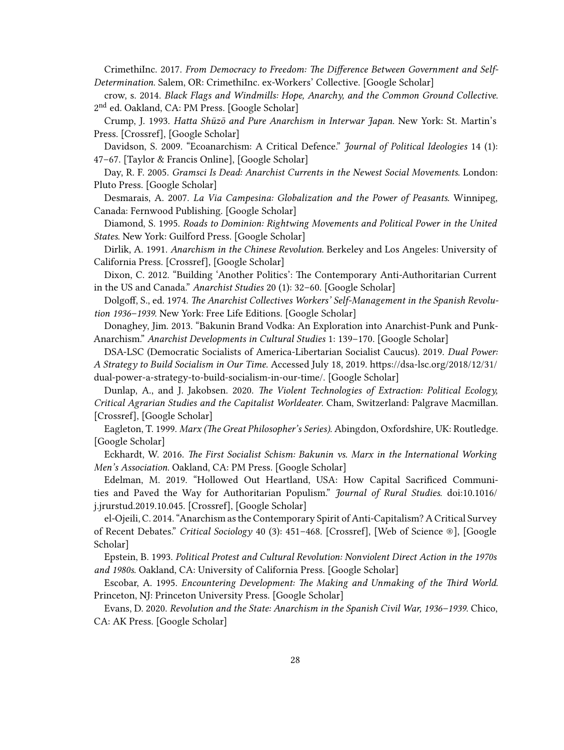CrimethInc. 2017. *From Democracy to Freedom: The Difference Between Government and Self-Determination.* Salem, OR: CrimethInc. ex-Workers' Collective. [Google Scholar]

crow, s. 2014. *Black Flags and Windmills: Hope, Anarchy, and the Common Ground Collective.* 2nd ed. Oakland, CA: PM Press. [Google Scholar]

Crump, J. 1993. *Hatta Shūzō and Pure Anarchism in Interwar Japan.* New York: St. Martin's Press. [Crossref], [Google Scholar]

Davidson, S. 2009. "Ecoanarchism: A Critical Defence." *Journal of Political Ideologies* 14 (1): 47–67. [Taylor & Francis Online], [Google Scholar]

Day, R. F. 2005. *Gramsci Is Dead: Anarchist Currents in the Newest Social Movements.* London: Pluto Press. [Google Scholar]

Desmarais, A. 2007. *La Via Campesina: Globalization and the Power of Peasants.* Winnipeg, Canada: Fernwood Publishing. [Google Scholar]

Diamond, S. 1995. *Roads to Dominion: Rightwing Movements and Political Power in the United States.* New York: Guilford Press. [Google Scholar]

Dirlik, A. 1991. *Anarchism in the Chinese Revolution.* Berkeley and Los Angeles: University of California Press. [Crossref], [Google Scholar]

Dixon, C. 2012. "Building 'Another Politics': The Contemporary Anti-Authoritarian Current in the US and Canada." *Anarchist Studies* 20 (1): 32–60. [Google Scholar]

Dolgoff, S., ed. 1974. *The Anarchist Collectives Workers' Self-Management in the Spanish Revolution 1936–1939.* New York: Free Life Editions. [Google Scholar]

Donaghey, Jim. 2013. "Bakunin Brand Vodka: An Exploration into Anarchist-Punk and Punk-Anarchism." *Anarchist Developments in Cultural Studies* 1: 139–170. [Google Scholar]

DSA-LSC (Democratic Socialists of America-Libertarian Socialist Caucus). 2019. *Dual Power: A Strategy to Build Socialism in Our Time.* Accessed July 18, 2019. https://dsa-lsc.org/2018/12/31/dual-power-a-strategy-to-build-socialism-in-our-time/. [Google Scholar]

Dunlap, A., and J. Jakobsen. 2020. *The Violent Technologies of Extraction: Political Ecology, Critical Agrarian Studies and the Capitalist Worldeater.* Cham, Switzerland: Palgrave Macmillan. [Crossref], [Google Scholar]

Eagleton, T. 1999. *Marx (The Great Philosopher's Series).* Abingdon, Oxfordshire, UK: Routledge. [Google Scholar]

Eckhardt, W. 2016. *The First Socialist Schism: Bakunin vs. Marx in the International Working Men's Association.* Oakland, CA: PM Press. [Google Scholar]

Edelman, M. 2019. "Hollowed Out Heartland, USA: How Capital Sacrificed Communities and Paved the Way for Authoritarian Populism." *Journal of Rural Studies.* doi:10.1016/j.jrurstud.2019.10.045. [Crossref], [Google Scholar]

el-Ojeili, C. 2014. "Anarchism as the Contemporary Spirit of Anti-Capitalism? A Critical Survey of Recent Debates." *Critical Sociology* 40 (3): 451–468. [Crossref], [Web of Science ®], [Google Scholar]

Epstein, B. 1993. *Political Protest and Cultural Revolution: Nonviolent Direct Action in the 1970s and 1980s.* Oakland, CA: University of California Press. [Google Scholar]

Escobar, A. 1995. *Encountering Development: The Making and Unmaking of the Third World.* Princeton, NJ: Princeton University Press. [Google Scholar]

Evans, D. 2020. *Revolution and the State: Anarchism in the Spanish Civil War, 1936–1939.* Chico, CA: AK Press. [Google Scholar]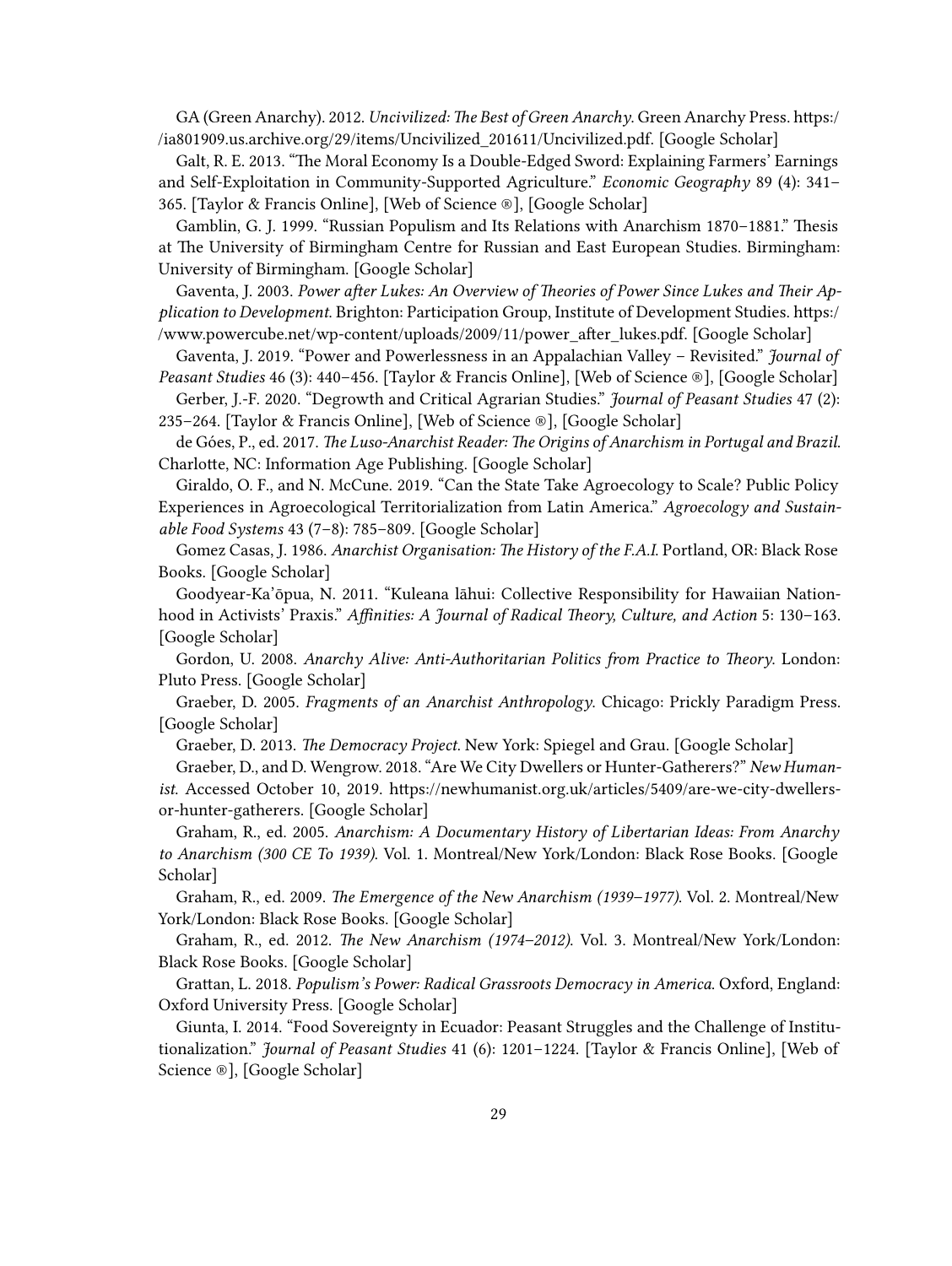GA (Green Anarchy). 2012. *Uncivilized: The Best of Green Anarchy*. Green Anarchy Press. https://ia801909.us.archive.org/29/items/Uncivilized_201611/Uncivilized.pdf. [Google Scholar]

Galt, R. E. 2013. "The Moral Economy Is a Double-Edged Sword: Explaining Farmers' Earnings and Self-Exploitation in Community-Supported Agriculture." *Economic Geography* 89 (4): 341–365. [Taylor & Francis Online], [Web of Science ®], [Google Scholar]

Gamblin, G. J. 1999. "Russian Populism and Its Relations with Anarchism 1870–1881." Thesis at The University of Birmingham Centre for Russian and East European Studies. Birmingham: University of Birmingham. [Google Scholar]

Gaventa, J. 2003. *Power after Lukes: An Overview of Theories of Power Since Lukes and Their Application to Development*. Brighton: Participation Group, Institute of Development Studies. https://www.powercube.net/wp-content/uploads/2009/11/power_after_lukes.pdf. [Google Scholar]

Gaventa, J. 2019. "Power and Powerlessness in an Appalachian Valley – Revisited." *Journal of Peasant Studies* 46 (3): 440–456. [Taylor & Francis Online], [Web of Science ®], [Google Scholar]

Gerber, J.-F. 2020. "Degrowth and Critical Agrarian Studies." *Journal of Peasant Studies* 47 (2): 235–264. [Taylor & Francis Online], [Web of Science ®], [Google Scholar]

de Góes, P., ed. 2017. *The Luso-Anarchist Reader: The Origins of Anarchism in Portugal and Brazil*. Charlotte, NC: Information Age Publishing. [Google Scholar]

Giraldo, O. F., and N. McCune. 2019. "Can the State Take Agroecology to Scale? Public Policy Experiences in Agroecological Territorialization from Latin America." *Agroecology and Sustainable Food Systems* 43 (7–8): 785–809. [Google Scholar]

Gomez Casas, J. 1986. *Anarchist Organisation: The History of the F.A.I.* Portland, OR: Black Rose Books. [Google Scholar]

Goodyear-Ka'ōpua, N. 2011. "Kuleana lāhui: Collective Responsibility for Hawaiian Nationhood in Activists' Praxis." *Affinities: A Journal of Radical Theory, Culture, and Action* 5: 130–163. [Google Scholar]

Gordon, U. 2008. *Anarchy Alive: Anti-Authoritarian Politics from Practice to Theory*. London: Pluto Press. [Google Scholar]

Graeber, D. 2005. *Fragments of an Anarchist Anthropology*. Chicago: Prickly Paradigm Press. [Google Scholar]

Graeber, D. 2013. *The Democracy Project*. New York: Spiegel and Grau. [Google Scholar]

Graeber, D., and D. Wengrow. 2018. "Are We City Dwellers or Hunter-Gatherers?" *New Humanist*. Accessed October 10, 2019. https://newhumanist.org.uk/articles/5409/are-we-city-dwellers-or-hunter-gatherers. [Google Scholar]

Graham, R., ed. 2005. *Anarchism: A Documentary History of Libertarian Ideas: From Anarchy to Anarchism (300 CE To 1939)*. Vol. 1. Montreal/New York/London: Black Rose Books. [Google Scholar]

Graham, R., ed. 2009. *The Emergence of the New Anarchism (1939–1977)*. Vol. 2. Montreal/New York/London: Black Rose Books. [Google Scholar]

Graham, R., ed. 2012. *The New Anarchism (1974–2012)*. Vol. 3. Montreal/New York/London: Black Rose Books. [Google Scholar]

Grattan, L. 2018. *Populism's Power: Radical Grassroots Democracy in America*. Oxford, England: Oxford University Press. [Google Scholar]

Giunta, I. 2014. "Food Sovereignty in Ecuador: Peasant Struggles and the Challenge of Institutionalization." *Journal of Peasant Studies* 41 (6): 1201–1224. [Taylor & Francis Online], [Web of Science ®], [Google Scholar]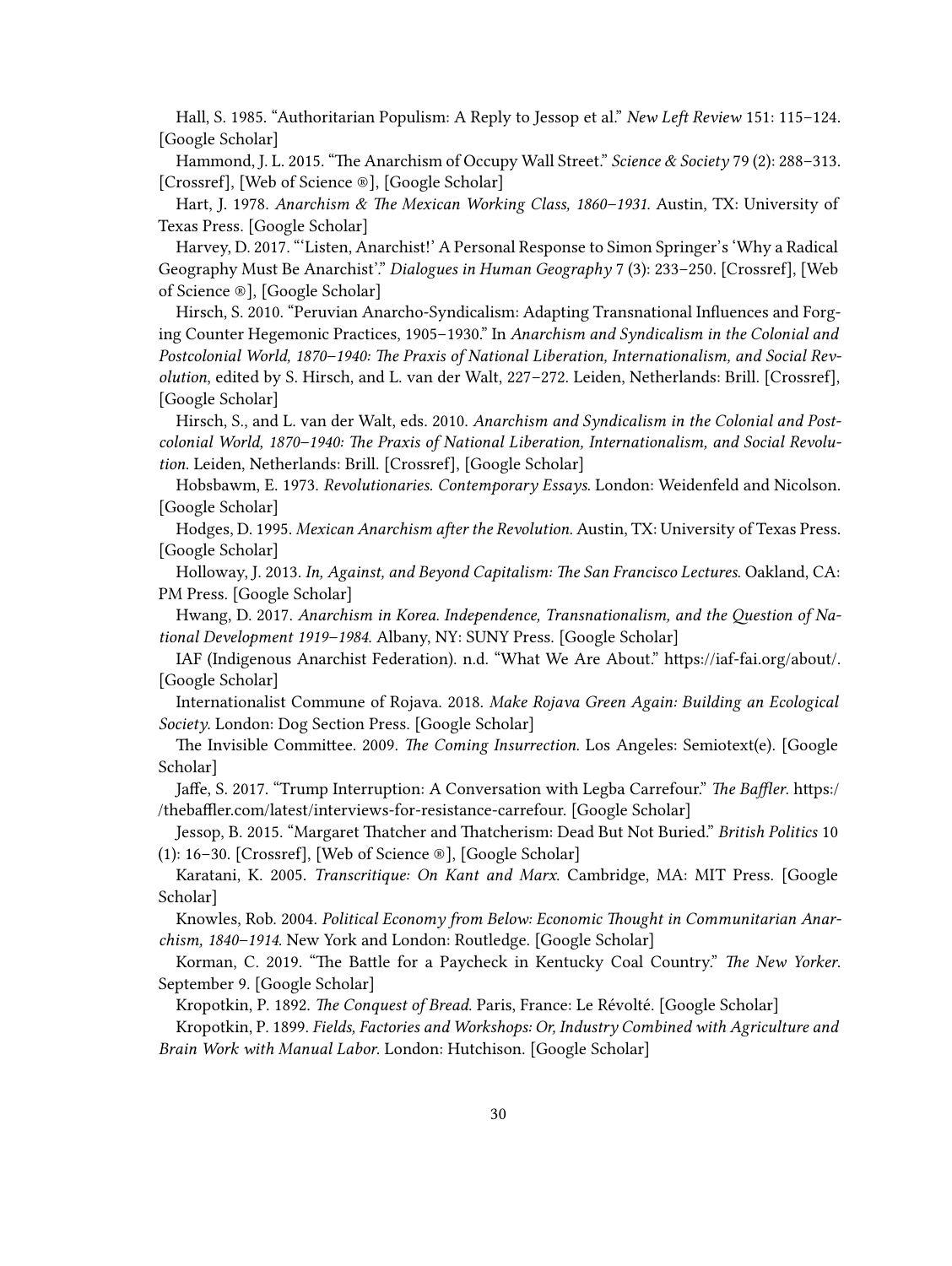Hall, S. 1985. "Authoritarian Populism: A Reply to Jessop et al." *New Left Review* 151: 115–124. [Google Scholar]

Hammond, J. L. 2015. "The Anarchism of Occupy Wall Street." *Science & Society* 79 (2): 288–313. [Crossref], [Web of Science ®], [Google Scholar]

Hart, J. 1978. *Anarchism & The Mexican Working Class, 1860–1931.* Austin, TX: University of Texas Press. [Google Scholar]

Harvey, D. 2017. "'Listen, Anarchist!' A Personal Response to Simon Springer's 'Why a Radical Geography Must Be Anarchist'." *Dialogues in Human Geography* 7 (3): 233–250. [Crossref], [Web of Science ®], [Google Scholar]

Hirsch, S. 2010. "Peruvian Anarcho-Syndicalism: Adapting Transnational Influences and Forging Counter Hegemonic Practices, 1905–1930." In *Anarchism and Syndicalism in the Colonial and Postcolonial World, 1870–1940: The Praxis of National Liberation, Internationalism, and Social Revolution*, edited by S. Hirsch, and L. van der Walt, 227–272. Leiden, Netherlands: Brill. [Crossref], [Google Scholar]

Hirsch, S., and L. van der Walt, eds. 2010. *Anarchism and Syndicalism in the Colonial and Postcolonial World, 1870–1940: The Praxis of National Liberation, Internationalism, and Social Revolution.* Leiden, Netherlands: Brill. [Crossref], [Google Scholar]

Hobsbawm, E. 1973. *Revolutionaries. Contemporary Essays.* London: Weidenfeld and Nicolson. [Google Scholar]

Hodges, D. 1995. *Mexican Anarchism after the Revolution.* Austin, TX: University of Texas Press. [Google Scholar]

Holloway, J. 2013. *In, Against, and Beyond Capitalism: The San Francisco Lectures.* Oakland, CA: PM Press. [Google Scholar]

Hwang, D. 2017. *Anarchism in Korea. Independence, Transnationalism, and the Question of National Development 1919–1984.* Albany, NY: SUNY Press. [Google Scholar]

IAF (Indigenous Anarchist Federation). n.d. "What We Are About." https://iaf-fai.org/about/. [Google Scholar]

Internationalist Commune of Rojava. 2018. *Make Rojava Green Again: Building an Ecological Society.* London: Dog Section Press. [Google Scholar]

The Invisible Committee. 2009. *The Coming Insurrection.* Los Angeles: Semiotext(e). [Google Scholar]

Jaffe, S. 2017. "Trump Interruption: A Conversation with Legba Carrefour." *The Baffler.* https://thebaffler.com/latest/interviews-for-resistance-carrefour. [Google Scholar]

Jessop, B. 2015. "Margaret Thatcher and Thatcherism: Dead But Not Buried." *British Politics* 10 (1): 16–30. [Crossref], [Web of Science ®], [Google Scholar]

Karatani, K. 2005. *Transcritique: On Kant and Marx.* Cambridge, MA: MIT Press. [Google Scholar]

Knowles, Rob. 2004. *Political Economy from Below: Economic Thought in Communitarian Anarchism, 1840–1914.* New York and London: Routledge. [Google Scholar]

Korman, C. 2019. "The Battle for a Paycheck in Kentucky Coal Country." *The New Yorker.* September 9. [Google Scholar]

Kropotkin, P. 1892. *The Conquest of Bread.* Paris, France: Le Révolté. [Google Scholar]

Kropotkin, P. 1899. *Fields, Factories and Workshops: Or, Industry Combined with Agriculture and Brain Work with Manual Labor.* London: Hutchison. [Google Scholar]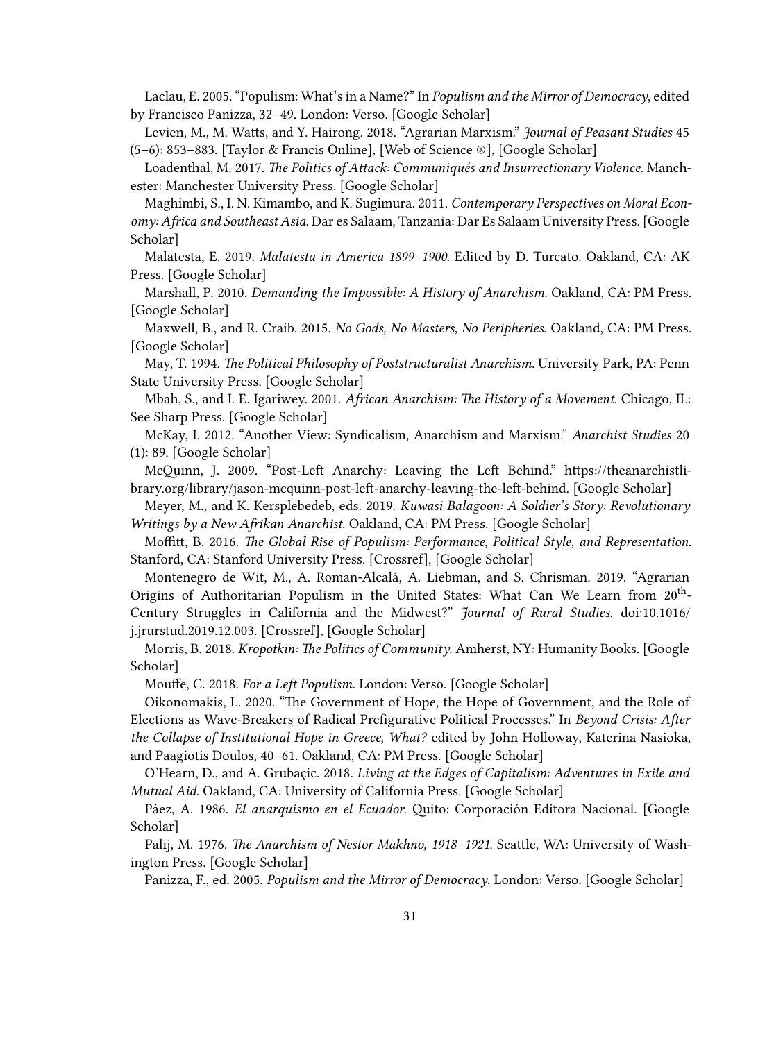Laclau, E. 2005. “Populism: What’s in a Name?” In *Populism and the Mirror of Democracy*, edited by Francisco Panizza, 32–49. London: Verso. [Google Scholar]

Levien, M., M. Watts, and Y. Hairong. 2018. “Agrarian Marxism.” *Journal of Peasant Studies* 45 (5–6): 853–883. [Taylor & Francis Online], [Web of Science ®], [Google Scholar]

Loadenthal, M. 2017. *The Politics of Attack: Communiqués and Insurrectionary Violence*. Manchester: Manchester University Press. [Google Scholar]

Maghimbi, S., I. N. Kimambo, and K. Sugimura. 2011. *Contemporary Perspectives on Moral Economy: Africa and Southeast Asia*. Dar es Salaam, Tanzania: Dar Es Salaam University Press. [Google Scholar]

Malatesta, E. 2019. *Malatesta in America 1899–1900*. Edited by D. Turcato. Oakland, CA: AK Press. [Google Scholar]

Marshall, P. 2010. *Demanding the Impossible: A History of Anarchism*. Oakland, CA: PM Press. [Google Scholar]

Maxwell, B., and R. Craib. 2015. *No Gods, No Masters, No Peripheries*. Oakland, CA: PM Press. [Google Scholar]

May, T. 1994. *The Political Philosophy of Poststructuralist Anarchism*. University Park, PA: Penn State University Press. [Google Scholar]

Mbah, S., and I. E. Igariwey. 2001. *African Anarchism: The History of a Movement*. Chicago, IL: See Sharp Press. [Google Scholar]

McKay, I. 2012. “Another View: Syndicalism, Anarchism and Marxism.” *Anarchist Studies* 20 (1): 89. [Google Scholar]

McQuinn, J. 2009. “Post-Left Anarchy: Leaving the Left Behind.” https://theanarchistlibrary.org/library/jason-mcquinn-post-left-anarchy-leaving-the-left-behind. [Google Scholar]

Meyer, M., and K. Kersplebedeb, eds. 2019. *Kuwasi Balagoon: A Soldier’s Story: Revolutionary Writings by a New Afrikan Anarchist*. Oakland, CA: PM Press. [Google Scholar]

Moffitt, B. 2016. *The Global Rise of Populism: Performance, Political Style, and Representation*. Stanford, CA: Stanford University Press. [Crossref], [Google Scholar]

Montenegro de Wit, M., A. Roman-Alcalá, A. Liebman, and S. Chrisman. 2019. “Agrarian Origins of Authoritarian Populism in the United States: What Can We Learn from 20th-Century Struggles in California and the Midwest?” *Journal of Rural Studies*. doi:10.1016/j.jrurstud.2019.12.003. [Crossref], [Google Scholar]

Morris, B. 2018. *Kropotkin: The Politics of Community*. Amherst, NY: Humanity Books. [Google Scholar]

Mouffe, C. 2018. *For a Left Populism*. London: Verso. [Google Scholar]

Oikonomakis, L. 2020. “The Government of Hope, the Hope of Government, and the Role of Elections as Wave-Breakers of Radical Prefigurative Political Processes.” In *Beyond Crisis: After the Collapse of Institutional Hope in Greece, What?* edited by John Holloway, Katerina Nasioka, and Paagiotis Doulos, 40–61. Oakland, CA: PM Press. [Google Scholar]

O’Hearn, D., and A. Grubaçic. 2018. *Living at the Edges of Capitalism: Adventures in Exile and Mutual Aid*. Oakland, CA: University of California Press. [Google Scholar]

Páez, A. 1986. *El anarquismo en el Ecuador*. Quito: Corporación Editora Nacional. [Google Scholar]

Palij, M. 1976. *The Anarchism of Nestor Makhno, 1918–1921*. Seattle, WA: University of Washington Press. [Google Scholar]

Panizza, F., ed. 2005. *Populism and the Mirror of Democracy*. London: Verso. [Google Scholar]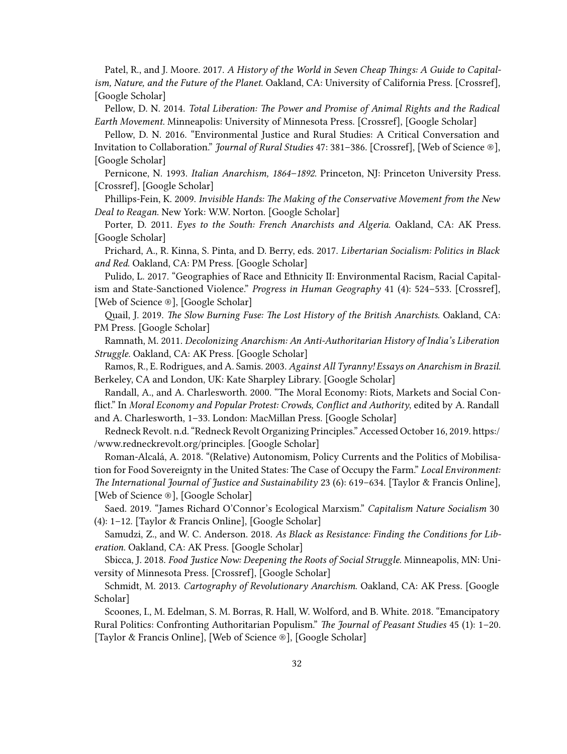Patel, R., and J. Moore. 2017. *A History of the World in Seven Cheap Things: A Guide to Capitalism, Nature, and the Future of the Planet*. Oakland, CA: University of California Press. [Crossref], [Google Scholar]

Pellow, D. N. 2014. *Total Liberation: The Power and Promise of Animal Rights and the Radical Earth Movement*. Minneapolis: University of Minnesota Press. [Crossref], [Google Scholar]

Pellow, D. N. 2016. "Environmental Justice and Rural Studies: A Critical Conversation and Invitation to Collaboration." *Journal of Rural Studies* 47: 381–386. [Crossref], [Web of Science ®], [Google Scholar]

Pernicone, N. 1993. *Italian Anarchism, 1864–1892*. Princeton, NJ: Princeton University Press. [Crossref], [Google Scholar]

Phillips-Fein, K. 2009. *Invisible Hands: The Making of the Conservative Movement from the New Deal to Reagan*. New York: W.W. Norton. [Google Scholar]

Porter, D. 2011. *Eyes to the South: French Anarchists and Algeria*. Oakland, CA: AK Press. [Google Scholar]

Prichard, A., R. Kinna, S. Pinta, and D. Berry, eds. 2017. *Libertarian Socialism: Politics in Black and Red*. Oakland, CA: PM Press. [Google Scholar]

Pulido, L. 2017. "Geographies of Race and Ethnicity II: Environmental Racism, Racial Capitalism and State-Sanctioned Violence." *Progress in Human Geography* 41 (4): 524–533. [Crossref], [Web of Science ®], [Google Scholar]

Quail, J. 2019. *The Slow Burning Fuse: The Lost History of the British Anarchists*. Oakland, CA: PM Press. [Google Scholar]

Ramnath, M. 2011. *Decolonizing Anarchism: An Anti-Authoritarian History of India's Liberation Struggle*. Oakland, CA: AK Press. [Google Scholar]

Ramos, R., E. Rodrigues, and A. Samis. 2003. *Against All Tyranny! Essays on Anarchism in Brazil*. Berkeley, CA and London, UK: Kate Sharpley Library. [Google Scholar]

Randall, A., and A. Charlesworth. 2000. "The Moral Economy: Riots, Markets and Social Conflict." In *Moral Economy and Popular Protest: Crowds, Conflict and Authority*, edited by A. Randall and A. Charlesworth, 1–33. London: MacMillan Press. [Google Scholar]

Redneck Revolt. n.d. "Redneck Revolt Organizing Principles." Accessed October 16, 2019. https://www.redneckrevolt.org/principles. [Google Scholar]

Roman-Alcalá, A. 2018. "(Relative) Autonomism, Policy Currents and the Politics of Mobilisation for Food Sovereignty in the United States: The Case of Occupy the Farm." *Local Environment: The International Journal of Justice and Sustainability* 23 (6): 619–634. [Taylor & Francis Online], [Web of Science ®], [Google Scholar]

Saed. 2019. "James Richard O'Connor's Ecological Marxism." *Capitalism Nature Socialism* 30 (4): 1–12. [Taylor & Francis Online], [Google Scholar]

Samudzi, Z., and W. C. Anderson. 2018. *As Black as Resistance: Finding the Conditions for Liberation*. Oakland, CA: AK Press. [Google Scholar]

Sbicca, J. 2018. *Food Justice Now: Deepening the Roots of Social Struggle*. Minneapolis, MN: University of Minnesota Press. [Crossref], [Google Scholar]

Schmidt, M. 2013. *Cartography of Revolutionary Anarchism*. Oakland, CA: AK Press. [Google Scholar]

Scoones, I., M. Edelman, S. M. Borras, R. Hall, W. Wolford, and B. White. 2018. "Emancipatory Rural Politics: Confronting Authoritarian Populism." *The Journal of Peasant Studies* 45 (1): 1–20. [Taylor & Francis Online], [Web of Science ®], [Google Scholar]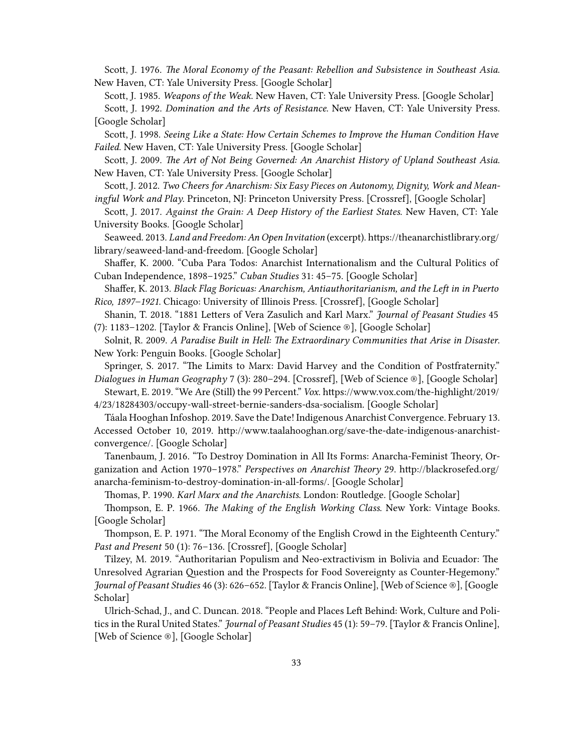Scott, J. 1976. *The Moral Economy of the Peasant: Rebellion and Subsistence in Southeast Asia*. New Haven, CT: Yale University Press. [Google Scholar]

Scott, J. 1985. *Weapons of the Weak*. New Haven, CT: Yale University Press. [Google Scholar]

Scott, J. 1992. *Domination and the Arts of Resistance*. New Haven, CT: Yale University Press. [Google Scholar]

Scott, J. 1998. *Seeing Like a State: How Certain Schemes to Improve the Human Condition Have Failed*. New Haven, CT: Yale University Press. [Google Scholar]

Scott, J. 2009. *The Art of Not Being Governed: An Anarchist History of Upland Southeast Asia*. New Haven, CT: Yale University Press. [Google Scholar]

Scott, J. 2012. *Two Cheers for Anarchism: Six Easy Pieces on Autonomy, Dignity, Work and Meaningful Work and Play*. Princeton, NJ: Princeton University Press. [Crossref], [Google Scholar]

Scott, J. 2017. *Against the Grain: A Deep History of the Earliest States*. New Haven, CT: Yale University Books. [Google Scholar]

Seaweed. 2013. *Land and Freedom: An Open Invitation* (excerpt). https://theanarchistlibrary.org/library/seaweed-land-and-freedom. [Google Scholar]

Shaffer, K. 2000. "Cuba Para Todos: Anarchist Internationalism and the Cultural Politics of Cuban Independence, 1898–1925." *Cuban Studies* 31: 45–75. [Google Scholar]

Shaffer, K. 2013. *Black Flag Boricuas: Anarchism, Antiauthoritarianism, and the Left in in Puerto Rico, 1897–1921*. Chicago: University of Illinois Press. [Crossref], [Google Scholar]

Shanin, T. 2018. "1881 Letters of Vera Zasulich and Karl Marx." *Journal of Peasant Studies* 45 (7): 1183–1202. [Taylor & Francis Online], [Web of Science ®], [Google Scholar]

Solnit, R. 2009. *A Paradise Built in Hell: The Extraordinary Communities that Arise in Disaster*. New York: Penguin Books. [Google Scholar]

Springer, S. 2017. "The Limits to Marx: David Harvey and the Condition of Postfraternity." *Dialogues in Human Geography* 7 (3): 280–294. [Crossref], [Web of Science ®], [Google Scholar]

Stewart, E. 2019. "We Are (Still) the 99 Percent." *Vox*. https://www.vox.com/the-highlight/2019/4/23/18284303/occupy-wall-street-bernie-sanders-dsa-socialism. [Google Scholar]

Táala Hooghan Infoshop. 2019. Save the Date! Indigenous Anarchist Convergence. February 13. Accessed October 10, 2019. http://www.taalahooghan.org/save-the-date-indigenous-anarchist-convergence/. [Google Scholar]

Tanenbaum, J. 2016. "To Destroy Domination in All Its Forms: Anarcha-Feminist Theory, Organization and Action 1970–1978." *Perspectives on Anarchist Theory* 29. http://blackrosefed.org/anarcha-feminism-to-destroy-domination-in-all-forms/. [Google Scholar]

Thomas, P. 1990. *Karl Marx and the Anarchists*. London: Routledge. [Google Scholar]

Thompson, E. P. 1966. *The Making of the English Working Class*. New York: Vintage Books. [Google Scholar]

Thompson, E. P. 1971. "The Moral Economy of the English Crowd in the Eighteenth Century." *Past and Present* 50 (1): 76–136. [Crossref], [Google Scholar]

Tilzey, M. 2019. "Authoritarian Populism and Neo-extractivism in Bolivia and Ecuador: The Unresolved Agrarian Question and the Prospects for Food Sovereignty as Counter-Hegemony." *Journal of Peasant Studies* 46 (3): 626–652. [Taylor & Francis Online], [Web of Science ®], [Google Scholar]

Ulrich-Schad, J., and C. Duncan. 2018. "People and Places Left Behind: Work, Culture and Politics in the Rural United States." *Journal of Peasant Studies* 45 (1): 59–79. [Taylor & Francis Online], [Web of Science ®], [Google Scholar]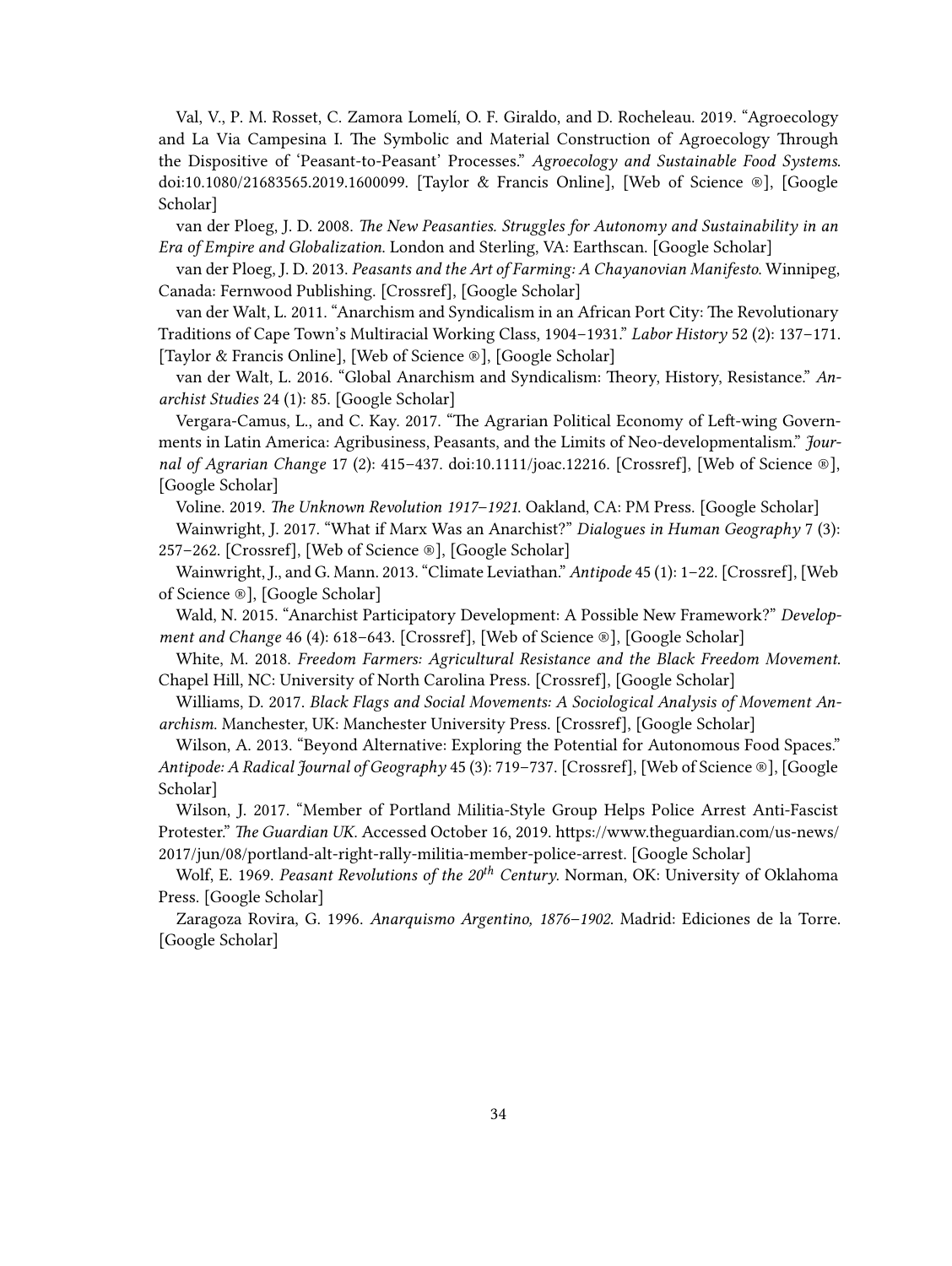Val, V., P. M. Rosset, C. Zamora Lomelí, O. F. Giraldo, and D. Rocheleau. 2019. "Agroecology and La Via Campesina I. The Symbolic and Material Construction of Agroecology Through the Dispositive of 'Peasant-to-Peasant' Processes." *Agroecology and Sustainable Food Systems*. doi:10.1080/21683565.2019.1600099. [Taylor & Francis Online], [Web of Science ®], [Google Scholar]

van der Ploeg, J. D. 2008. *The New Peasanties. Struggles for Autonomy and Sustainability in an Era of Empire and Globalization*. London and Sterling, VA: Earthscan. [Google Scholar]

van der Ploeg, J. D. 2013. *Peasants and the Art of Farming: A Chayanovian Manifesto*. Winnipeg, Canada: Fernwood Publishing. [Crossref], [Google Scholar]

van der Walt, L. 2011. "Anarchism and Syndicalism in an African Port City: The Revolutionary Traditions of Cape Town's Multiracial Working Class, 1904–1931." *Labor History* 52 (2): 137–171. [Taylor & Francis Online], [Web of Science ®], [Google Scholar]

van der Walt, L. 2016. "Global Anarchism and Syndicalism: Theory, History, Resistance." *Anarchist Studies* 24 (1): 85. [Google Scholar]

Vergara-Camus, L., and C. Kay. 2017. "The Agrarian Political Economy of Left-wing Governments in Latin America: Agribusiness, Peasants, and the Limits of Neo-developmentalism." *Journal of Agrarian Change* 17 (2): 415–437. doi:10.1111/joac.12216. [Crossref], [Web of Science ®], [Google Scholar]

Voline. 2019. *The Unknown Revolution 1917–1921*. Oakland, CA: PM Press. [Google Scholar]

Wainwright, J. 2017. "What if Marx Was an Anarchist?" *Dialogues in Human Geography* 7 (3): 257–262. [Crossref], [Web of Science ®], [Google Scholar]

Wainwright, J., and G. Mann. 2013. "Climate Leviathan." *Antipode* 45 (1): 1–22. [Crossref], [Web of Science ®], [Google Scholar]

Wald, N. 2015. "Anarchist Participatory Development: A Possible New Framework?" *Development and Change* 46 (4): 618–643. [Crossref], [Web of Science ®], [Google Scholar]

White, M. 2018. *Freedom Farmers: Agricultural Resistance and the Black Freedom Movement*. Chapel Hill, NC: University of North Carolina Press. [Crossref], [Google Scholar]

Williams, D. 2017. *Black Flags and Social Movements: A Sociological Analysis of Movement Anarchism*. Manchester, UK: Manchester University Press. [Crossref], [Google Scholar]

Wilson, A. 2013. "Beyond Alternative: Exploring the Potential for Autonomous Food Spaces." *Antipode: A Radical Journal of Geography* 45 (3): 719–737. [Crossref], [Web of Science ®], [Google Scholar]

Wilson, J. 2017. "Member of Portland Militia-Style Group Helps Police Arrest Anti-Fascist Protester." *The Guardian UK*. Accessed October 16, 2019. https://www.theguardian.com/us-news/2017/jun/08/portland-alt-right-rally-militia-member-police-arrest. [Google Scholar]

Wolf, E. 1969. *Peasant Revolutions of the 20th Century*. Norman, OK: University of Oklahoma Press. [Google Scholar]

Zaragoza Rovira, G. 1996. *Anarquismo Argentino, 1876–1902*. Madrid: Ediciones de la Torre. [Google Scholar]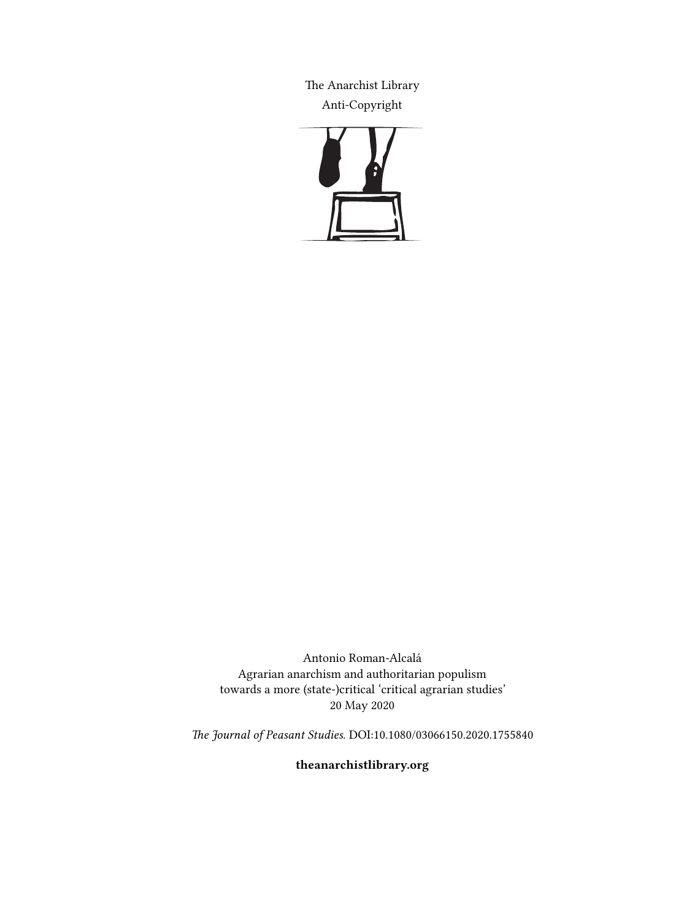The Anarchist Library
Anti-Copyright

Antonio Roman-Alcalá
Agrarian anarchism and authoritarian populism
towards a more (state-)critical 'critical agrarian studies'
20 May 2020

*The Journal of Peasant Studies*. DOI:10.1080/03066150.2020.1755840

**theanarchistlibrary.org**